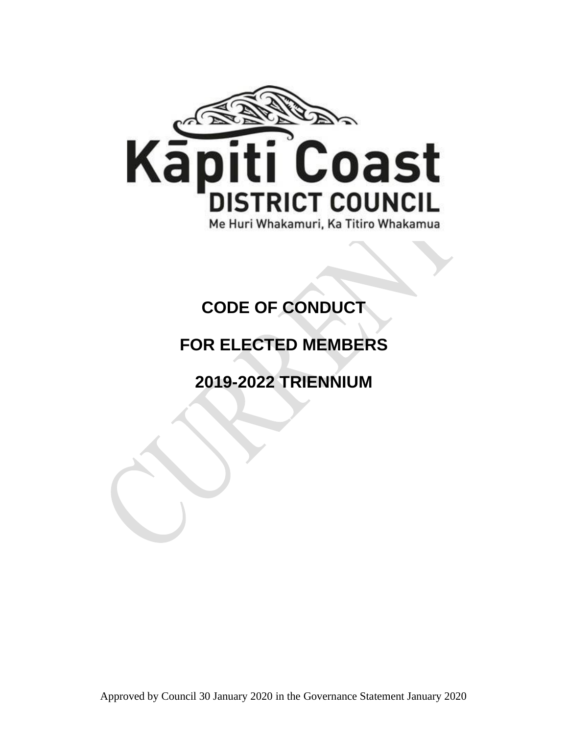Kāpiti Coast

DISTRICT COUNCIL

Me Huri Whakamuri, Ka Titiro Whakamua

# CODE OF CONDUCT

# FOR ELECTED MEMBERS

# 2019-2022 TRIENNIUM

Approved by Council 30 January 2020 in the Governance Statement January 2020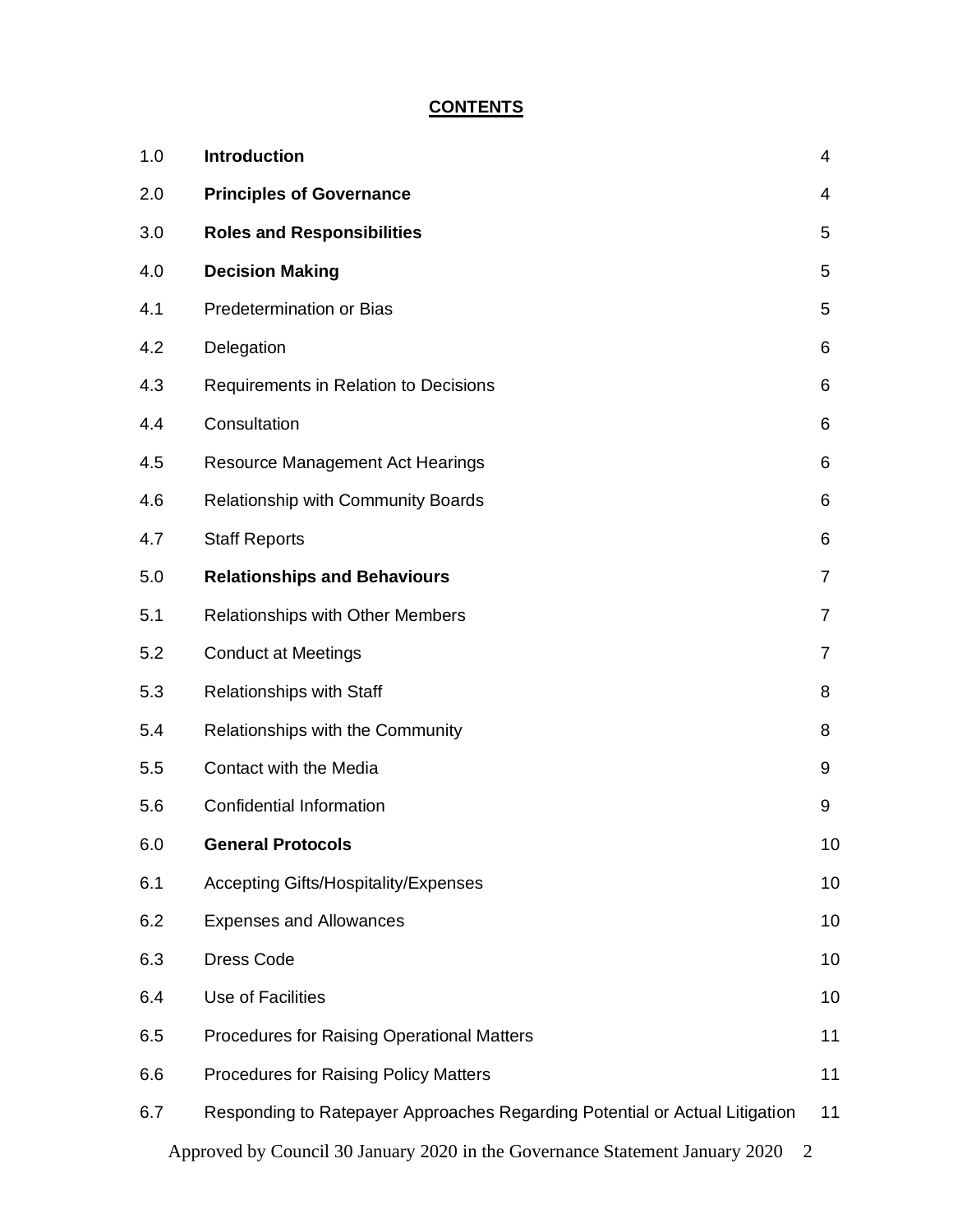## CONTENTS

| | | |
|---|---|---|
| 1.0 | **Introduction** | 4 |
| 2.0 | **Principles of Governance** | 4 |
| 3.0 | **Roles and Responsibilities** | 5 |
| 4.0 | **Decision Making** | 5 |
| 4.1 | Predetermination or Bias | 5 |
| 4.2 | Delegation | 6 |
| 4.3 | Requirements in Relation to Decisions | 6 |
| 4.4 | Consultation | 6 |
| 4.5 | Resource Management Act Hearings | 6 |
| 4.6 | Relationship with Community Boards | 6 |
| 4.7 | Staff Reports | 6 |
| 5.0 | **Relationships and Behaviours** | 7 |
| 5.1 | Relationships with Other Members | 7 |
| 5.2 | Conduct at Meetings | 7 |
| 5.3 | Relationships with Staff | 8 |
| 5.4 | Relationships with the Community | 8 |
| 5.5 | Contact with the Media | 9 |
| 5.6 | Confidential Information | 9 |
| 6.0 | **General Protocols** | 10 |
| 6.1 | Accepting Gifts/Hospitality/Expenses | 10 |
| 6.2 | Expenses and Allowances | 10 |
| 6.3 | Dress Code | 10 |
| 6.4 | Use of Facilities | 10 |
| 6.5 | Procedures for Raising Operational Matters | 11 |
| 6.6 | Procedures for Raising Policy Matters | 11 |
| 6.7 | Responding to Ratepayer Approaches Regarding Potential or Actual Litigation | 11 |

Approved by Council 30 January 2020 in the Governance Statement January 2020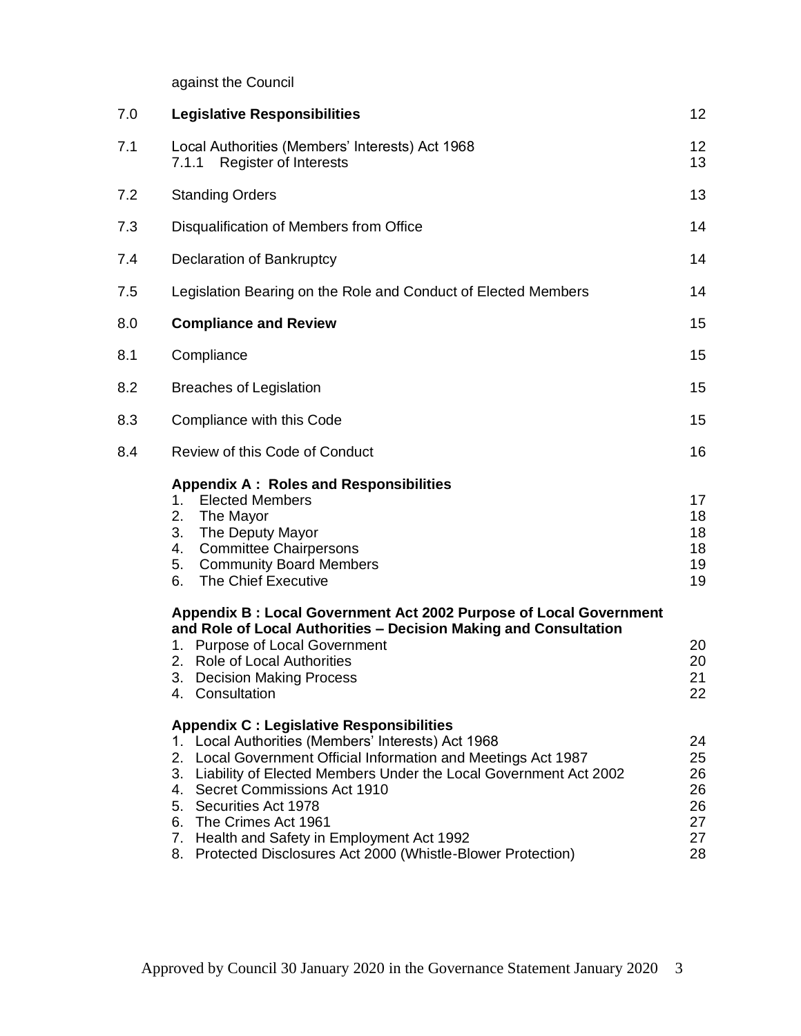| | | |
|---|---|---|
| | against the Council | |
| 7.0 | **Legislative Responsibilities** | 12 |
| 7.1 | Local Authorities (Members' Interests) Act 1968<br>7.1.1 Register of Interests | 12<br>13 |
| 7.2 | Standing Orders | 13 |
| 7.3 | Disqualification of Members from Office | 14 |
| 7.4 | Declaration of Bankruptcy | 14 |
| 7.5 | Legislation Bearing on the Role and Conduct of Elected Members | 14 |
| 8.0 | **Compliance and Review** | 15 |
| 8.1 | Compliance | 15 |
| 8.2 | Breaches of Legislation | 15 |
| 8.3 | Compliance with this Code | 15 |
| 8.4 | Review of this Code of Conduct | 16 |
| | **Appendix A : Roles and Responsibilities** | |
| | 1. Elected Members | 17 |
| | 2. The Mayor | 18 |
| | 3. The Deputy Mayor | 18 |
| | 4. Committee Chairpersons | 18 |
| | 5. Community Board Members | 19 |
| | 6. The Chief Executive | 19 |
| | **Appendix B : Local Government Act 2002 Purpose of Local Government and Role of Local Authorities – Decision Making and Consultation** | |
| | 1. Purpose of Local Government | 20 |
| | 2. Role of Local Authorities | 20 |
| | 3. Decision Making Process | 21 |
| | 4. Consultation | 22 |
| | **Appendix C : Legislative Responsibilities** | |
| | 1. Local Authorities (Members' Interests) Act 1968 | 24 |
| | 2. Local Government Official Information and Meetings Act 1987 | 25 |
| | 3. Liability of Elected Members Under the Local Government Act 2002 | 26 |
| | 4. Secret Commissions Act 1910 | 26 |
| | 5. Securities Act 1978 | 26 |
| | 6. The Crimes Act 1961 | 27 |
| | 7. Health and Safety in Employment Act 1992 | 27 |
| | 8. Protected Disclosures Act 2000 (Whistle-Blower Protection) | 28 |

Approved by Council 30 January 2020 in the Governance Statement January 2020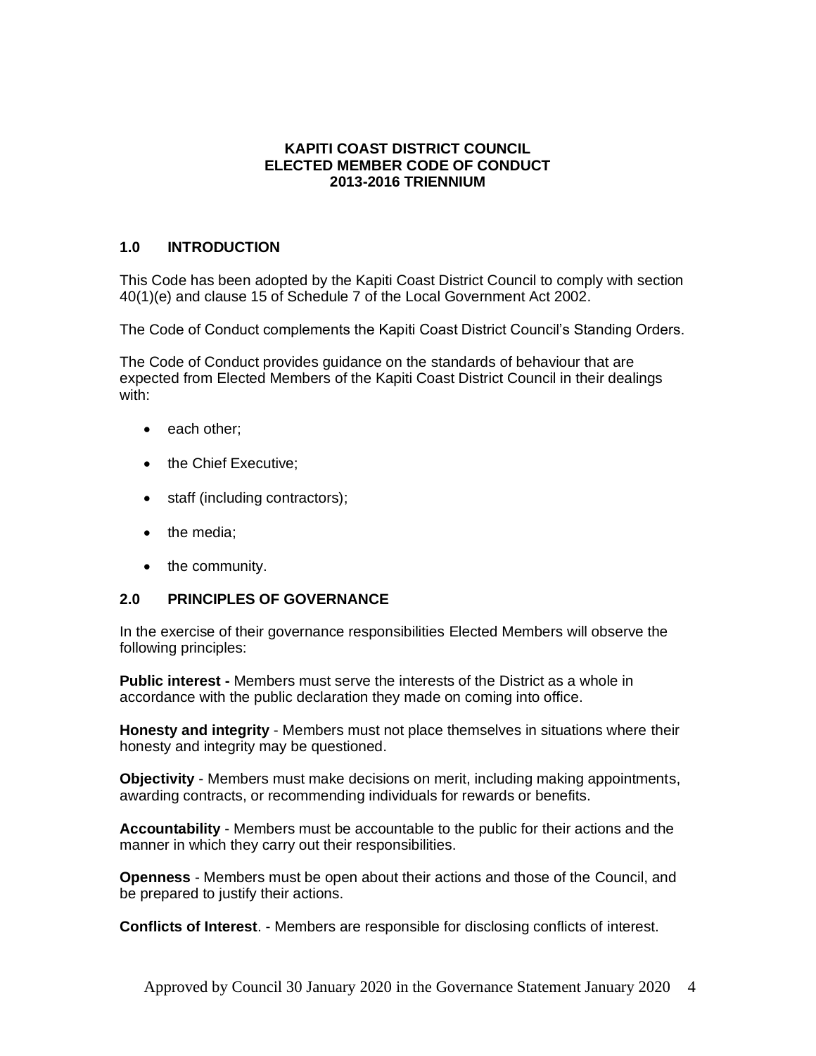# KAPITI COAST DISTRICT COUNCIL
# ELECTED MEMBER CODE OF CONDUCT
# 2013-2016 TRIENNIUM

## 1.0 INTRODUCTION

This Code has been adopted by the Kapiti Coast District Council to comply with section 40(1)(e) and clause 15 of Schedule 7 of the Local Government Act 2002.

The Code of Conduct complements the Kapiti Coast District Council's Standing Orders.

The Code of Conduct provides guidance on the standards of behaviour that are expected from Elected Members of the Kapiti Coast District Council in their dealings with:

- each other;
- the Chief Executive;
- staff (including contractors);
- the media;
- the community.

## 2.0 PRINCIPLES OF GOVERNANCE

In the exercise of their governance responsibilities Elected Members will observe the following principles:

**Public interest -** Members must serve the interests of the District as a whole in accordance with the public declaration they made on coming into office.

**Honesty and integrity** - Members must not place themselves in situations where their honesty and integrity may be questioned.

**Objectivity** - Members must make decisions on merit, including making appointments, awarding contracts, or recommending individuals for rewards or benefits.

**Accountability** - Members must be accountable to the public for their actions and the manner in which they carry out their responsibilities.

**Openness** - Members must be open about their actions and those of the Council, and be prepared to justify their actions.

**Conflicts of Interest**. - Members are responsible for disclosing conflicts of interest.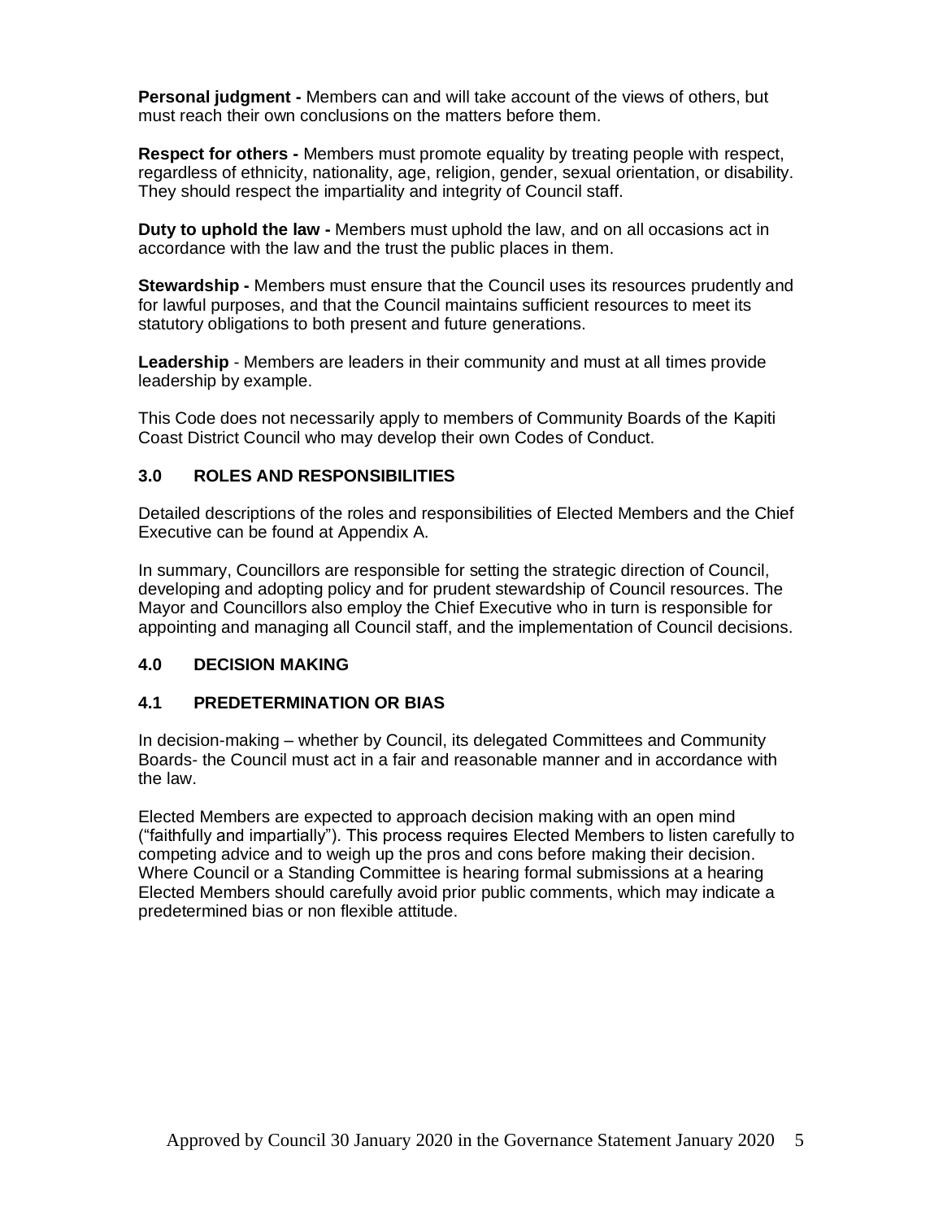**Personal judgment -** Members can and will take account of the views of others, but must reach their own conclusions on the matters before them.

**Respect for others -** Members must promote equality by treating people with respect, regardless of ethnicity, nationality, age, religion, gender, sexual orientation, or disability. They should respect the impartiality and integrity of Council staff.

**Duty to uphold the law -** Members must uphold the law, and on all occasions act in accordance with the law and the trust the public places in them.

**Stewardship -** Members must ensure that the Council uses its resources prudently and for lawful purposes, and that the Council maintains sufficient resources to meet its statutory obligations to both present and future generations.

**Leadership** - Members are leaders in their community and must at all times provide leadership by example.

This Code does not necessarily apply to members of Community Boards of the Kapiti Coast District Council who may develop their own Codes of Conduct.

## 3.0 ROLES AND RESPONSIBILITIES

Detailed descriptions of the roles and responsibilities of Elected Members and the Chief Executive can be found at Appendix A.

In summary, Councillors are responsible for setting the strategic direction of Council, developing and adopting policy and for prudent stewardship of Council resources. The Mayor and Councillors also employ the Chief Executive who in turn is responsible for appointing and managing all Council staff, and the implementation of Council decisions.

## 4.0 DECISION MAKING

### 4.1 PREDETERMINATION OR BIAS

In decision-making – whether by Council, its delegated Committees and Community Boards- the Council must act in a fair and reasonable manner and in accordance with the law.

Elected Members are expected to approach decision making with an open mind ("faithfully and impartially"). This process requires Elected Members to listen carefully to competing advice and to weigh up the pros and cons before making their decision. Where Council or a Standing Committee is hearing formal submissions at a hearing Elected Members should carefully avoid prior public comments, which may indicate a predetermined bias or non flexible attitude.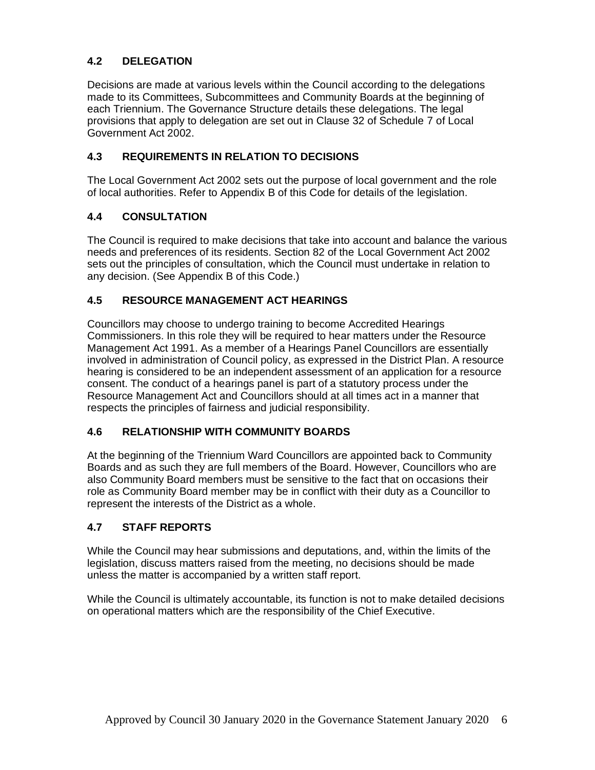## 4.2 DELEGATION

Decisions are made at various levels within the Council according to the delegations made to its Committees, Subcommittees and Community Boards at the beginning of each Triennium. The Governance Structure details these delegations. The legal provisions that apply to delegation are set out in Clause 32 of Schedule 7 of Local Government Act 2002.

## 4.3 REQUIREMENTS IN RELATION TO DECISIONS

The Local Government Act 2002 sets out the purpose of local government and the role of local authorities. Refer to Appendix B of this Code for details of the legislation.

## 4.4 CONSULTATION

The Council is required to make decisions that take into account and balance the various needs and preferences of its residents. Section 82 of the Local Government Act 2002 sets out the principles of consultation, which the Council must undertake in relation to any decision. (See Appendix B of this Code.)

## 4.5 RESOURCE MANAGEMENT ACT HEARINGS

Councillors may choose to undergo training to become Accredited Hearings Commissioners. In this role they will be required to hear matters under the Resource Management Act 1991. As a member of a Hearings Panel Councillors are essentially involved in administration of Council policy, as expressed in the District Plan. A resource hearing is considered to be an independent assessment of an application for a resource consent. The conduct of a hearings panel is part of a statutory process under the Resource Management Act and Councillors should at all times act in a manner that respects the principles of fairness and judicial responsibility.

## 4.6 RELATIONSHIP WITH COMMUNITY BOARDS

At the beginning of the Triennium Ward Councillors are appointed back to Community Boards and as such they are full members of the Board. However, Councillors who are also Community Board members must be sensitive to the fact that on occasions their role as Community Board member may be in conflict with their duty as a Councillor to represent the interests of the District as a whole.

## 4.7 STAFF REPORTS

While the Council may hear submissions and deputations, and, within the limits of the legislation, discuss matters raised from the meeting, no decisions should be made unless the matter is accompanied by a written staff report.

While the Council is ultimately accountable, its function is not to make detailed decisions on operational matters which are the responsibility of the Chief Executive.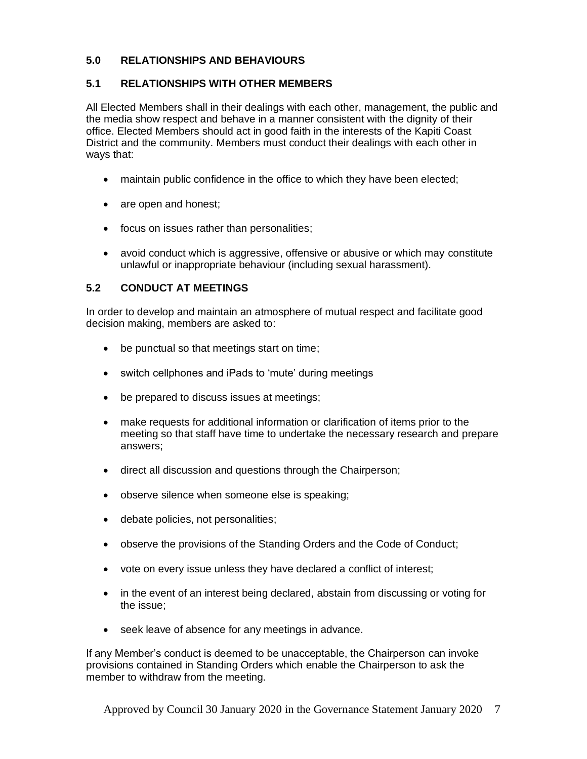## 5.0 RELATIONSHIPS AND BEHAVIOURS

### 5.1 RELATIONSHIPS WITH OTHER MEMBERS

All Elected Members shall in their dealings with each other, management, the public and the media show respect and behave in a manner consistent with the dignity of their office. Elected Members should act in good faith in the interests of the Kapiti Coast District and the community. Members must conduct their dealings with each other in ways that:

- maintain public confidence in the office to which they have been elected;
- are open and honest;
- focus on issues rather than personalities;
- avoid conduct which is aggressive, offensive or abusive or which may constitute unlawful or inappropriate behaviour (including sexual harassment).

### 5.2 CONDUCT AT MEETINGS

In order to develop and maintain an atmosphere of mutual respect and facilitate good decision making, members are asked to:

- be punctual so that meetings start on time;
- switch cellphones and iPads to 'mute' during meetings
- be prepared to discuss issues at meetings;
- make requests for additional information or clarification of items prior to the meeting so that staff have time to undertake the necessary research and prepare answers;
- direct all discussion and questions through the Chairperson;
- observe silence when someone else is speaking;
- debate policies, not personalities;
- observe the provisions of the Standing Orders and the Code of Conduct;
- vote on every issue unless they have declared a conflict of interest;
- in the event of an interest being declared, abstain from discussing or voting for the issue;
- seek leave of absence for any meetings in advance.

If any Member's conduct is deemed to be unacceptable, the Chairperson can invoke provisions contained in Standing Orders which enable the Chairperson to ask the member to withdraw from the meeting.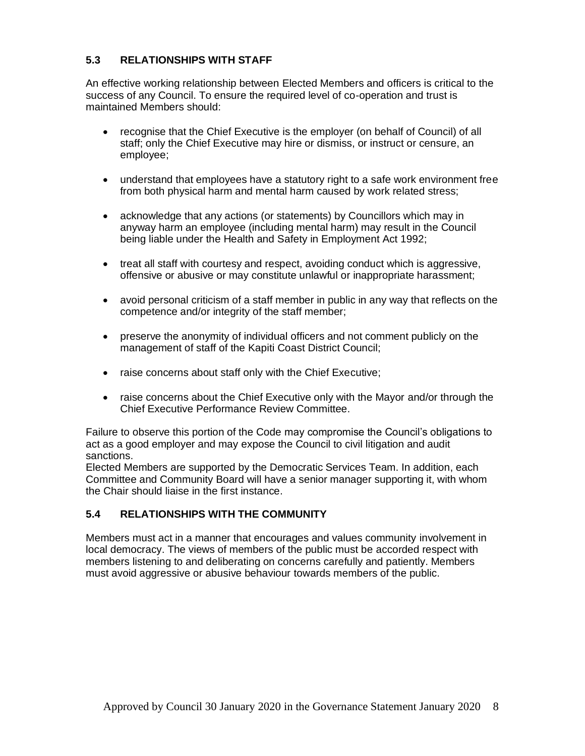### 5.3 RELATIONSHIPS WITH STAFF

An effective working relationship between Elected Members and officers is critical to the success of any Council. To ensure the required level of co-operation and trust is maintained Members should:

- recognise that the Chief Executive is the employer (on behalf of Council) of all staff; only the Chief Executive may hire or dismiss, or instruct or censure, an employee;
- understand that employees have a statutory right to a safe work environment free from both physical harm and mental harm caused by work related stress;
- acknowledge that any actions (or statements) by Councillors which may in anyway harm an employee (including mental harm) may result in the Council being liable under the Health and Safety in Employment Act 1992;
- treat all staff with courtesy and respect, avoiding conduct which is aggressive, offensive or abusive or may constitute unlawful or inappropriate harassment;
- avoid personal criticism of a staff member in public in any way that reflects on the competence and/or integrity of the staff member;
- preserve the anonymity of individual officers and not comment publicly on the management of staff of the Kapiti Coast District Council;
- raise concerns about staff only with the Chief Executive;
- raise concerns about the Chief Executive only with the Mayor and/or through the Chief Executive Performance Review Committee.

Failure to observe this portion of the Code may compromise the Council's obligations to act as a good employer and may expose the Council to civil litigation and audit sanctions.
Elected Members are supported by the Democratic Services Team. In addition, each Committee and Community Board will have a senior manager supporting it, with whom the Chair should liaise in the first instance.

### 5.4 RELATIONSHIPS WITH THE COMMUNITY

Members must act in a manner that encourages and values community involvement in local democracy. The views of members of the public must be accorded respect with members listening to and deliberating on concerns carefully and patiently. Members must avoid aggressive or abusive behaviour towards members of the public.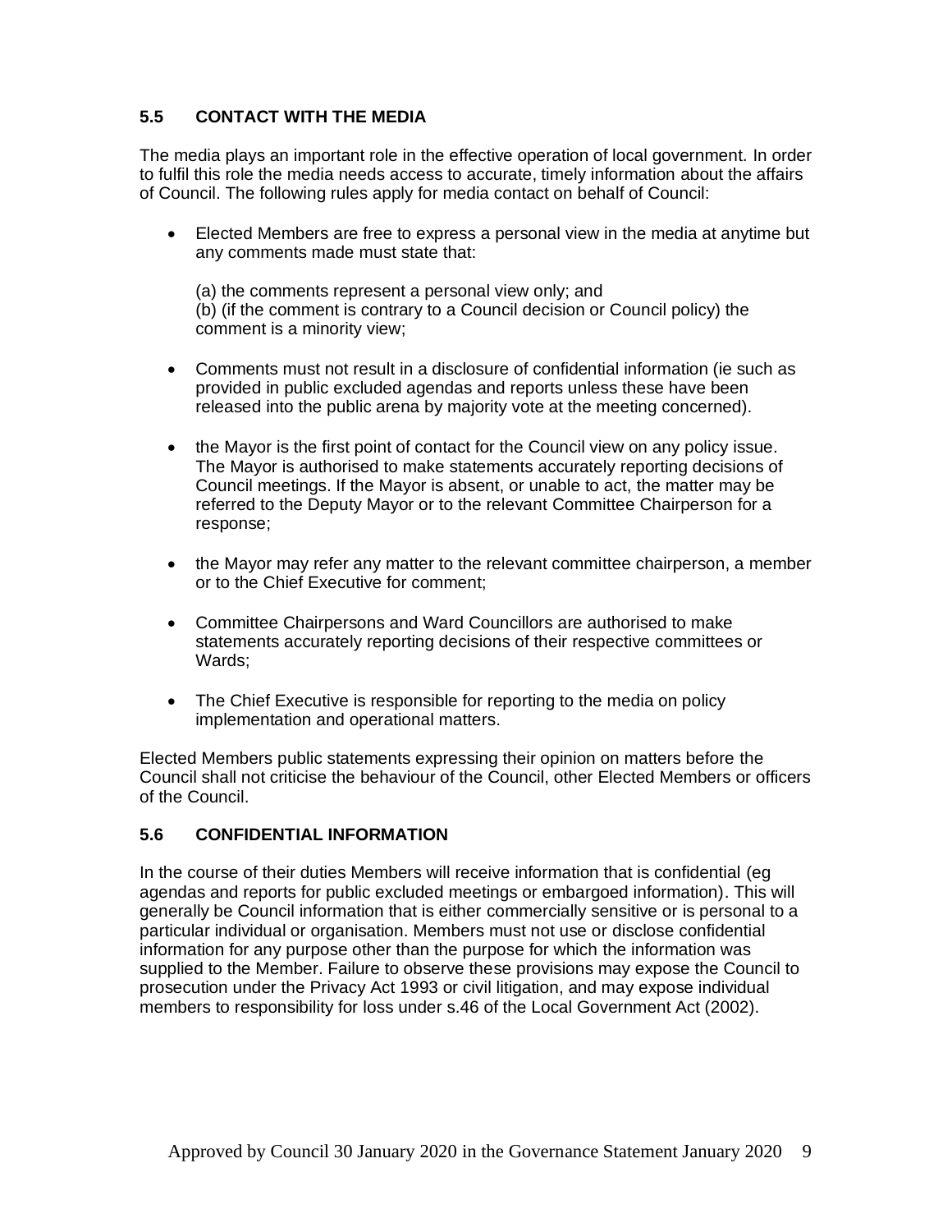### 5.5 CONTACT WITH THE MEDIA

The media plays an important role in the effective operation of local government. In order to fulfil this role the media needs access to accurate, timely information about the affairs of Council. The following rules apply for media contact on behalf of Council:

- Elected Members are free to express a personal view in the media at anytime but any comments made must state that:

  (a) the comments represent a personal view only; and
  (b) (if the comment is contrary to a Council decision or Council policy) the comment is a minority view;

- Comments must not result in a disclosure of confidential information (ie such as provided in public excluded agendas and reports unless these have been released into the public arena by majority vote at the meeting concerned).

- the Mayor is the first point of contact for the Council view on any policy issue. The Mayor is authorised to make statements accurately reporting decisions of Council meetings. If the Mayor is absent, or unable to act, the matter may be referred to the Deputy Mayor or to the relevant Committee Chairperson for a response;

- the Mayor may refer any matter to the relevant committee chairperson, a member or to the Chief Executive for comment;

- Committee Chairpersons and Ward Councillors are authorised to make statements accurately reporting decisions of their respective committees or Wards;

- The Chief Executive is responsible for reporting to the media on policy implementation and operational matters.

Elected Members public statements expressing their opinion on matters before the Council shall not criticise the behaviour of the Council, other Elected Members or officers of the Council.

### 5.6 CONFIDENTIAL INFORMATION

In the course of their duties Members will receive information that is confidential (eg agendas and reports for public excluded meetings or embargoed information). This will generally be Council information that is either commercially sensitive or is personal to a particular individual or organisation. Members must not use or disclose confidential information for any purpose other than the purpose for which the information was supplied to the Member. Failure to observe these provisions may expose the Council to prosecution under the Privacy Act 1993 or civil litigation, and may expose individual members to responsibility for loss under s.46 of the Local Government Act (2002).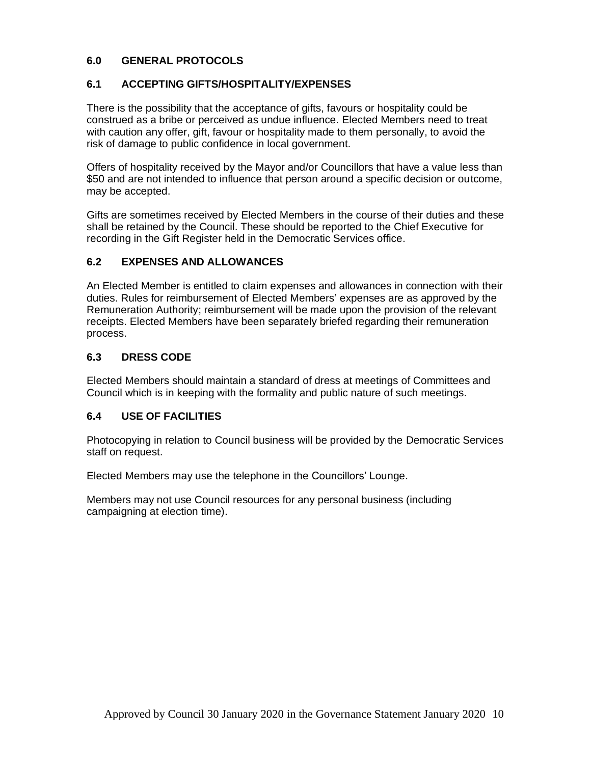## 6.0 GENERAL PROTOCOLS

### 6.1 ACCEPTING GIFTS/HOSPITALITY/EXPENSES

There is the possibility that the acceptance of gifts, favours or hospitality could be construed as a bribe or perceived as undue influence. Elected Members need to treat with caution any offer, gift, favour or hospitality made to them personally, to avoid the risk of damage to public confidence in local government.

Offers of hospitality received by the Mayor and/or Councillors that have a value less than $50 and are not intended to influence that person around a specific decision or outcome, may be accepted.

Gifts are sometimes received by Elected Members in the course of their duties and these shall be retained by the Council. These should be reported to the Chief Executive for recording in the Gift Register held in the Democratic Services office.

### 6.2 EXPENSES AND ALLOWANCES

An Elected Member is entitled to claim expenses and allowances in connection with their duties. Rules for reimbursement of Elected Members' expenses are as approved by the Remuneration Authority; reimbursement will be made upon the provision of the relevant receipts. Elected Members have been separately briefed regarding their remuneration process.

### 6.3 DRESS CODE

Elected Members should maintain a standard of dress at meetings of Committees and Council which is in keeping with the formality and public nature of such meetings.

### 6.4 USE OF FACILITIES

Photocopying in relation to Council business will be provided by the Democratic Services staff on request.

Elected Members may use the telephone in the Councillors' Lounge.

Members may not use Council resources for any personal business (including campaigning at election time).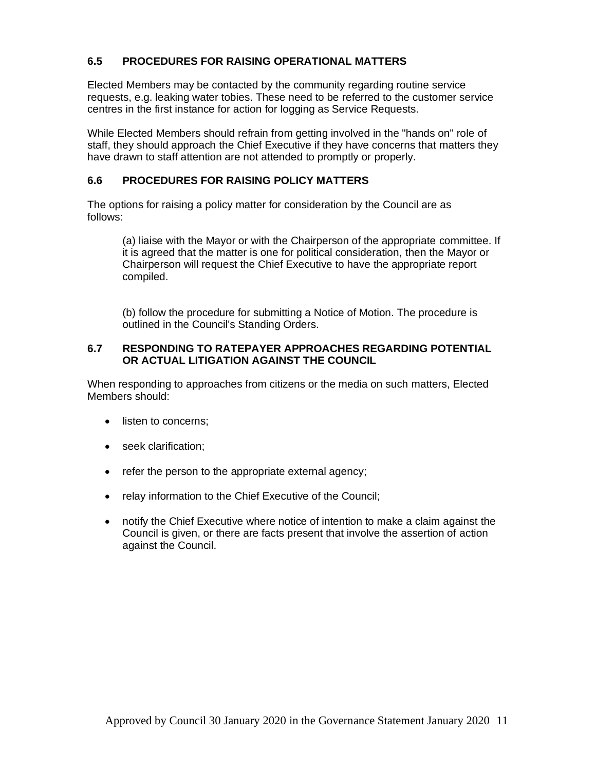### 6.5 PROCEDURES FOR RAISING OPERATIONAL MATTERS

Elected Members may be contacted by the community regarding routine service requests, e.g. leaking water tobies. These need to be referred to the customer service centres in the first instance for action for logging as Service Requests.

While Elected Members should refrain from getting involved in the "hands on" role of staff, they should approach the Chief Executive if they have concerns that matters they have drawn to staff attention are not attended to promptly or properly.

### 6.6 PROCEDURES FOR RAISING POLICY MATTERS

The options for raising a policy matter for consideration by the Council are as follows:

(a) liaise with the Mayor or with the Chairperson of the appropriate committee. If it is agreed that the matter is one for political consideration, then the Mayor or Chairperson will request the Chief Executive to have the appropriate report compiled.

(b) follow the procedure for submitting a Notice of Motion. The procedure is outlined in the Council's Standing Orders.

### 6.7 RESPONDING TO RATEPAYER APPROACHES REGARDING POTENTIAL OR ACTUAL LITIGATION AGAINST THE COUNCIL

When responding to approaches from citizens or the media on such matters, Elected Members should:

- listen to concerns;
- seek clarification;
- refer the person to the appropriate external agency;
- relay information to the Chief Executive of the Council;
- notify the Chief Executive where notice of intention to make a claim against the Council is given, or there are facts present that involve the assertion of action against the Council.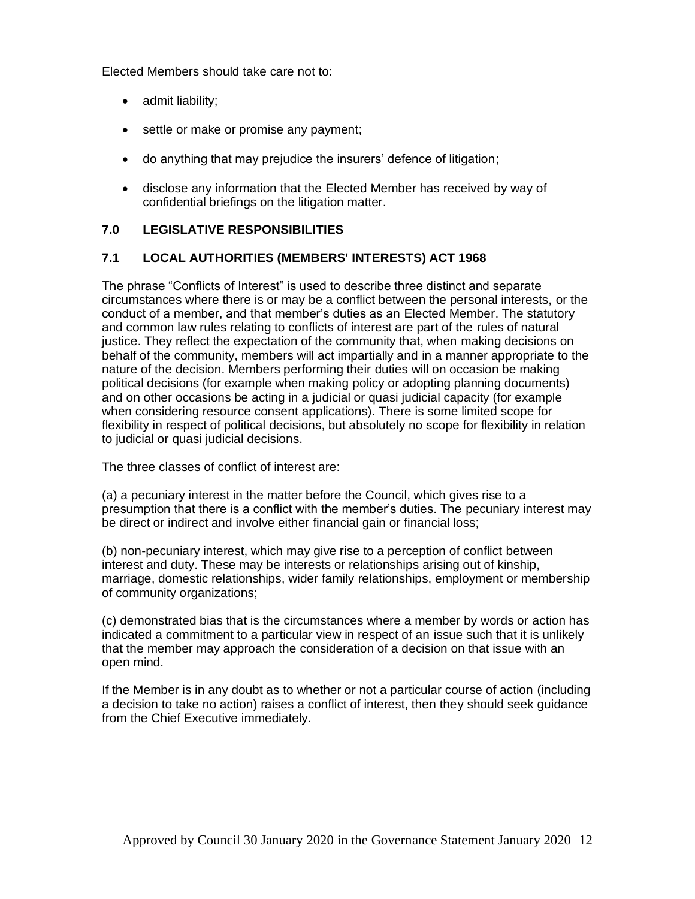Elected Members should take care not to:

- admit liability;
- settle or make or promise any payment;
- do anything that may prejudice the insurers' defence of litigation;
- disclose any information that the Elected Member has received by way of confidential briefings on the litigation matter.

## 7.0 LEGISLATIVE RESPONSIBILITIES

### 7.1 LOCAL AUTHORITIES (MEMBERS' INTERESTS) ACT 1968

The phrase "Conflicts of Interest" is used to describe three distinct and separate circumstances where there is or may be a conflict between the personal interests, or the conduct of a member, and that member's duties as an Elected Member. The statutory and common law rules relating to conflicts of interest are part of the rules of natural justice. They reflect the expectation of the community that, when making decisions on behalf of the community, members will act impartially and in a manner appropriate to the nature of the decision. Members performing their duties will on occasion be making political decisions (for example when making policy or adopting planning documents) and on other occasions be acting in a judicial or quasi judicial capacity (for example when considering resource consent applications). There is some limited scope for flexibility in respect of political decisions, but absolutely no scope for flexibility in relation to judicial or quasi judicial decisions.

The three classes of conflict of interest are:

(a) a pecuniary interest in the matter before the Council, which gives rise to a presumption that there is a conflict with the member's duties. The pecuniary interest may be direct or indirect and involve either financial gain or financial loss;

(b) non-pecuniary interest, which may give rise to a perception of conflict between interest and duty. These may be interests or relationships arising out of kinship, marriage, domestic relationships, wider family relationships, employment or membership of community organizations;

(c) demonstrated bias that is the circumstances where a member by words or action has indicated a commitment to a particular view in respect of an issue such that it is unlikely that the member may approach the consideration of a decision on that issue with an open mind.

If the Member is in any doubt as to whether or not a particular course of action (including a decision to take no action) raises a conflict of interest, then they should seek guidance from the Chief Executive immediately.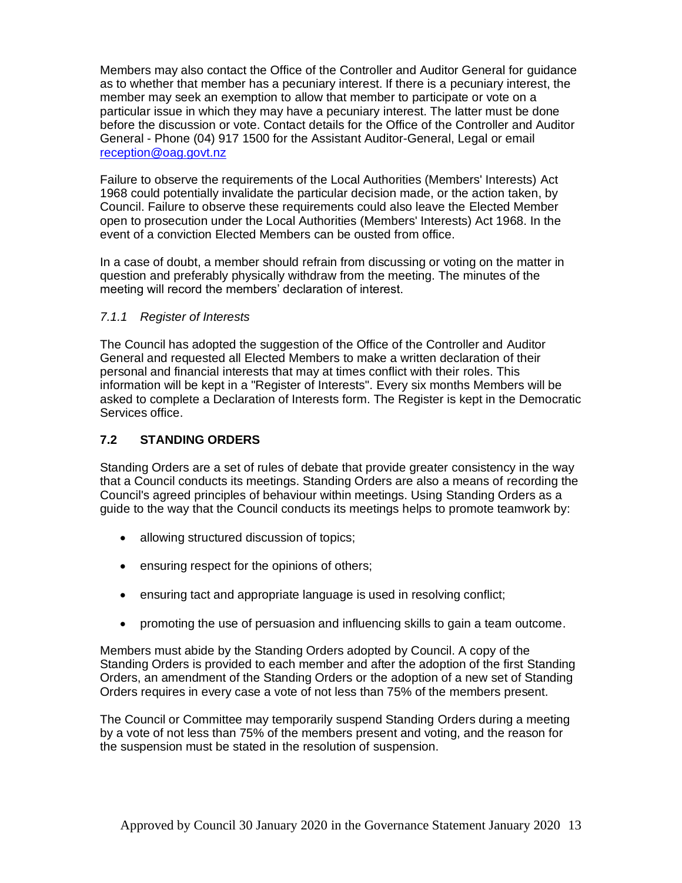Members may also contact the Office of the Controller and Auditor General for guidance as to whether that member has a pecuniary interest. If there is a pecuniary interest, the member may seek an exemption to allow that member to participate or vote on a particular issue in which they may have a pecuniary interest. The latter must be done before the discussion or vote. Contact details for the Office of the Controller and Auditor General - Phone (04) 917 1500 for the Assistant Auditor-General, Legal or email reception@oag.govt.nz

Failure to observe the requirements of the Local Authorities (Members' Interests) Act 1968 could potentially invalidate the particular decision made, or the action taken, by Council. Failure to observe these requirements could also leave the Elected Member open to prosecution under the Local Authorities (Members' Interests) Act 1968. In the event of a conviction Elected Members can be ousted from office.

In a case of doubt, a member should refrain from discussing or voting on the matter in question and preferably physically withdraw from the meeting. The minutes of the meeting will record the members' declaration of interest.

#### *7.1.1 Register of Interests*

The Council has adopted the suggestion of the Office of the Controller and Auditor General and requested all Elected Members to make a written declaration of their personal and financial interests that may at times conflict with their roles. This information will be kept in a "Register of Interests". Every six months Members will be asked to complete a Declaration of Interests form. The Register is kept in the Democratic Services office.

### 7.2 STANDING ORDERS

Standing Orders are a set of rules of debate that provide greater consistency in the way that a Council conducts its meetings. Standing Orders are also a means of recording the Council's agreed principles of behaviour within meetings. Using Standing Orders as a guide to the way that the Council conducts its meetings helps to promote teamwork by:

- allowing structured discussion of topics;
- ensuring respect for the opinions of others;
- ensuring tact and appropriate language is used in resolving conflict;
- promoting the use of persuasion and influencing skills to gain a team outcome.

Members must abide by the Standing Orders adopted by Council. A copy of the Standing Orders is provided to each member and after the adoption of the first Standing Orders, an amendment of the Standing Orders or the adoption of a new set of Standing Orders requires in every case a vote of not less than 75% of the members present.

The Council or Committee may temporarily suspend Standing Orders during a meeting by a vote of not less than 75% of the members present and voting, and the reason for the suspension must be stated in the resolution of suspension.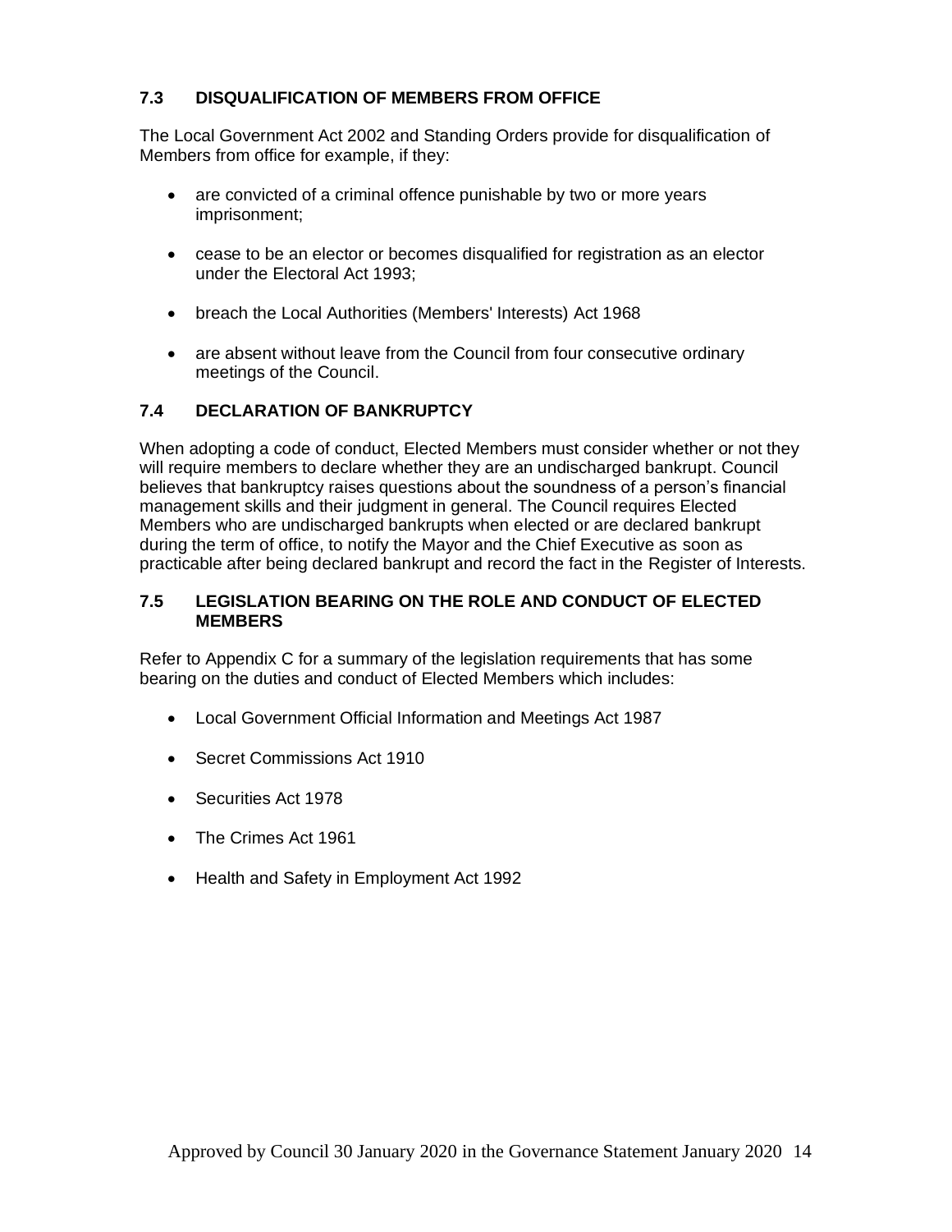### 7.3 DISQUALIFICATION OF MEMBERS FROM OFFICE

The Local Government Act 2002 and Standing Orders provide for disqualification of Members from office for example, if they:

- are convicted of a criminal offence punishable by two or more years imprisonment;
- cease to be an elector or becomes disqualified for registration as an elector under the Electoral Act 1993;
- breach the Local Authorities (Members' Interests) Act 1968
- are absent without leave from the Council from four consecutive ordinary meetings of the Council.

### 7.4 DECLARATION OF BANKRUPTCY

When adopting a code of conduct, Elected Members must consider whether or not they will require members to declare whether they are an undischarged bankrupt. Council believes that bankruptcy raises questions about the soundness of a person's financial management skills and their judgment in general. The Council requires Elected Members who are undischarged bankrupts when elected or are declared bankrupt during the term of office, to notify the Mayor and the Chief Executive as soon as practicable after being declared bankrupt and record the fact in the Register of Interests.

### 7.5 LEGISLATION BEARING ON THE ROLE AND CONDUCT OF ELECTED MEMBERS

Refer to Appendix C for a summary of the legislation requirements that has some bearing on the duties and conduct of Elected Members which includes:

- Local Government Official Information and Meetings Act 1987
- Secret Commissions Act 1910
- Securities Act 1978
- The Crimes Act 1961
- Health and Safety in Employment Act 1992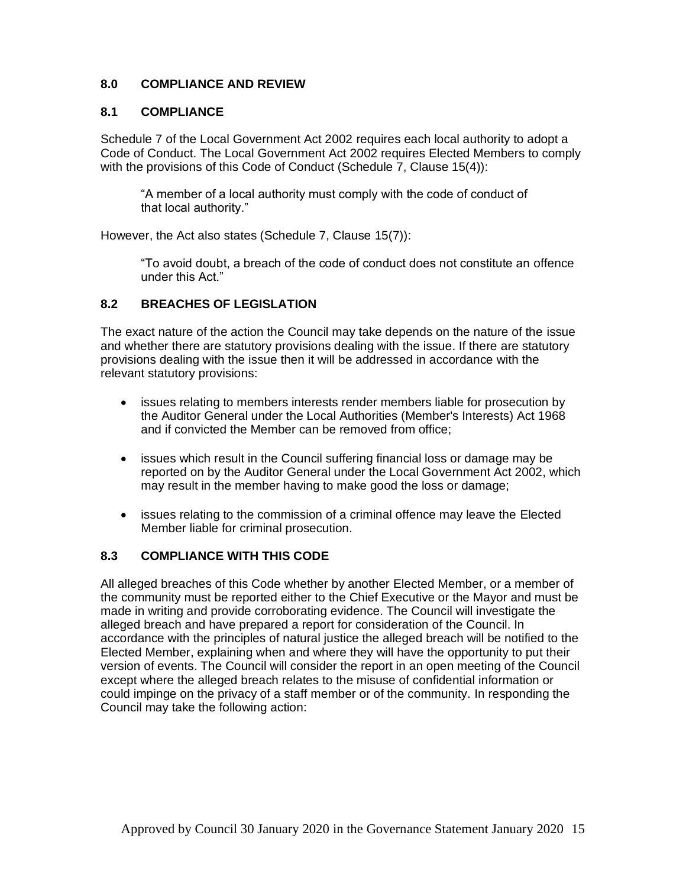## 8.0 COMPLIANCE AND REVIEW

### 8.1 COMPLIANCE

Schedule 7 of the Local Government Act 2002 requires each local authority to adopt a Code of Conduct. The Local Government Act 2002 requires Elected Members to comply with the provisions of this Code of Conduct (Schedule 7, Clause 15(4)):

> "A member of a local authority must comply with the code of conduct of that local authority."

However, the Act also states (Schedule 7, Clause 15(7)):

> "To avoid doubt, a breach of the code of conduct does not constitute an offence under this Act."

### 8.2 BREACHES OF LEGISLATION

The exact nature of the action the Council may take depends on the nature of the issue and whether there are statutory provisions dealing with the issue. If there are statutory provisions dealing with the issue then it will be addressed in accordance with the relevant statutory provisions:

- issues relating to members interests render members liable for prosecution by the Auditor General under the Local Authorities (Member's Interests) Act 1968 and if convicted the Member can be removed from office;
- issues which result in the Council suffering financial loss or damage may be reported on by the Auditor General under the Local Government Act 2002, which may result in the member having to make good the loss or damage;
- issues relating to the commission of a criminal offence may leave the Elected Member liable for criminal prosecution.

### 8.3 COMPLIANCE WITH THIS CODE

All alleged breaches of this Code whether by another Elected Member, or a member of the community must be reported either to the Chief Executive or the Mayor and must be made in writing and provide corroborating evidence. The Council will investigate the alleged breach and have prepared a report for consideration of the Council. In accordance with the principles of natural justice the alleged breach will be notified to the Elected Member, explaining when and where they will have the opportunity to put their version of events. The Council will consider the report in an open meeting of the Council except where the alleged breach relates to the misuse of confidential information or could impinge on the privacy of a staff member or of the community. In responding the Council may take the following action: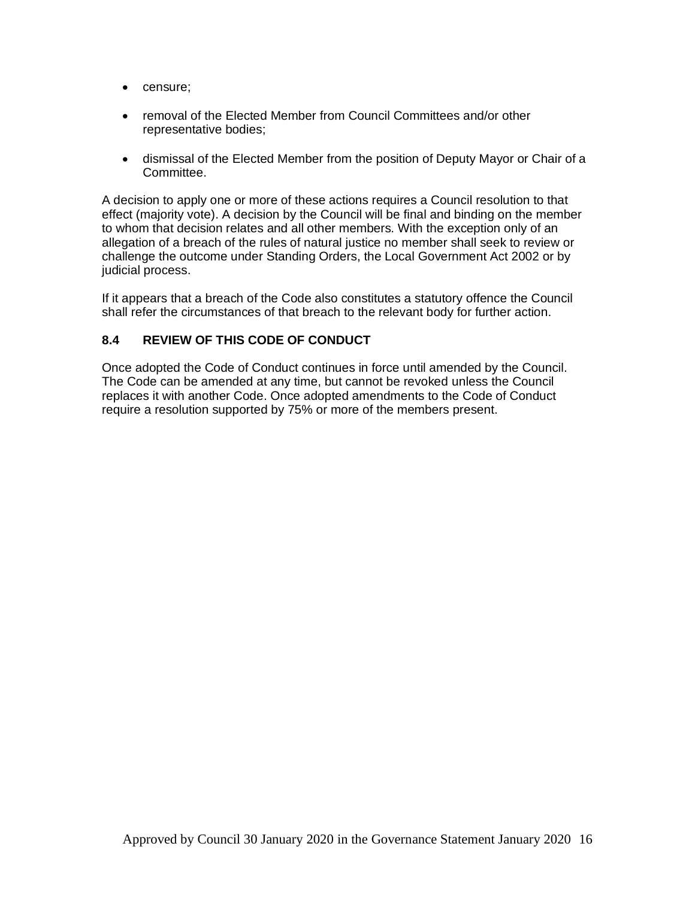- censure;
- removal of the Elected Member from Council Committees and/or other representative bodies;
- dismissal of the Elected Member from the position of Deputy Mayor or Chair of a Committee.

A decision to apply one or more of these actions requires a Council resolution to that effect (majority vote). A decision by the Council will be final and binding on the member to whom that decision relates and all other members. With the exception only of an allegation of a breach of the rules of natural justice no member shall seek to review or challenge the outcome under Standing Orders, the Local Government Act 2002 or by judicial process.

If it appears that a breach of the Code also constitutes a statutory offence the Council shall refer the circumstances of that breach to the relevant body for further action.

### 8.4 REVIEW OF THIS CODE OF CONDUCT

Once adopted the Code of Conduct continues in force until amended by the Council. The Code can be amended at any time, but cannot be revoked unless the Council replaces it with another Code. Once adopted amendments to the Code of Conduct require a resolution supported by 75% or more of the members present.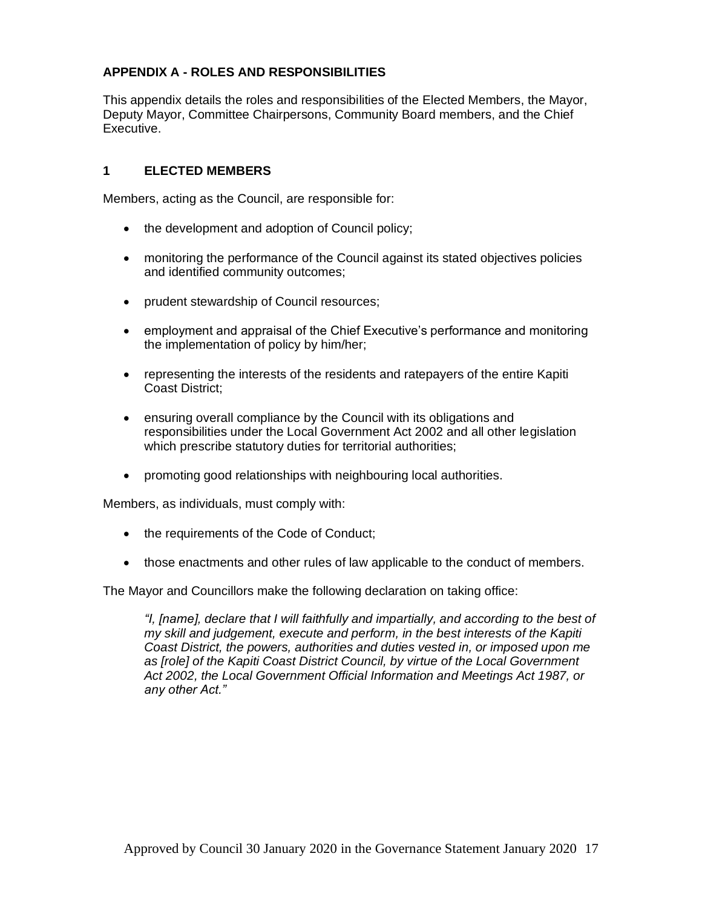## APPENDIX A - ROLES AND RESPONSIBILITIES

This appendix details the roles and responsibilities of the Elected Members, the Mayor, Deputy Mayor, Committee Chairpersons, Community Board members, and the Chief Executive.

### 1 ELECTED MEMBERS

Members, acting as the Council, are responsible for:

- the development and adoption of Council policy;
- monitoring the performance of the Council against its stated objectives policies and identified community outcomes;
- prudent stewardship of Council resources;
- employment and appraisal of the Chief Executive's performance and monitoring the implementation of policy by him/her;
- representing the interests of the residents and ratepayers of the entire Kapiti Coast District;
- ensuring overall compliance by the Council with its obligations and responsibilities under the Local Government Act 2002 and all other legislation which prescribe statutory duties for territorial authorities;
- promoting good relationships with neighbouring local authorities.

Members, as individuals, must comply with:

- the requirements of the Code of Conduct;
- those enactments and other rules of law applicable to the conduct of members.

The Mayor and Councillors make the following declaration on taking office:

> *"I, [name], declare that I will faithfully and impartially, and according to the best of my skill and judgement, execute and perform, in the best interests of the Kapiti Coast District, the powers, authorities and duties vested in, or imposed upon me as [role] of the Kapiti Coast District Council, by virtue of the Local Government Act 2002, the Local Government Official Information and Meetings Act 1987, or any other Act."*

Approved by Council 30 January 2020 in the Governance Statement January 2020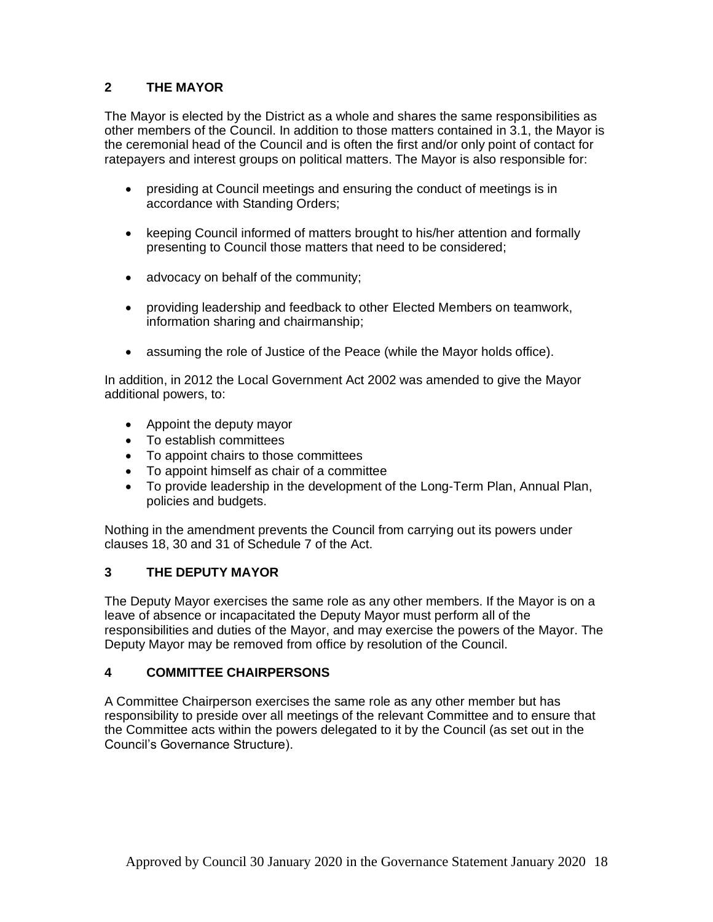## 2 THE MAYOR

The Mayor is elected by the District as a whole and shares the same responsibilities as other members of the Council. In addition to those matters contained in 3.1, the Mayor is the ceremonial head of the Council and is often the first and/or only point of contact for ratepayers and interest groups on political matters. The Mayor is also responsible for:

- presiding at Council meetings and ensuring the conduct of meetings is in accordance with Standing Orders;
- keeping Council informed of matters brought to his/her attention and formally presenting to Council those matters that need to be considered;
- advocacy on behalf of the community;
- providing leadership and feedback to other Elected Members on teamwork, information sharing and chairmanship;
- assuming the role of Justice of the Peace (while the Mayor holds office).

In addition, in 2012 the Local Government Act 2002 was amended to give the Mayor additional powers, to:

- Appoint the deputy mayor
- To establish committees
- To appoint chairs to those committees
- To appoint himself as chair of a committee
- To provide leadership in the development of the Long-Term Plan, Annual Plan, policies and budgets.

Nothing in the amendment prevents the Council from carrying out its powers under clauses 18, 30 and 31 of Schedule 7 of the Act.

## 3 THE DEPUTY MAYOR

The Deputy Mayor exercises the same role as any other members. If the Mayor is on a leave of absence or incapacitated the Deputy Mayor must perform all of the responsibilities and duties of the Mayor, and may exercise the powers of the Mayor. The Deputy Mayor may be removed from office by resolution of the Council.

## 4 COMMITTEE CHAIRPERSONS

A Committee Chairperson exercises the same role as any other member but has responsibility to preside over all meetings of the relevant Committee and to ensure that the Committee acts within the powers delegated to it by the Council (as set out in the Council's Governance Structure).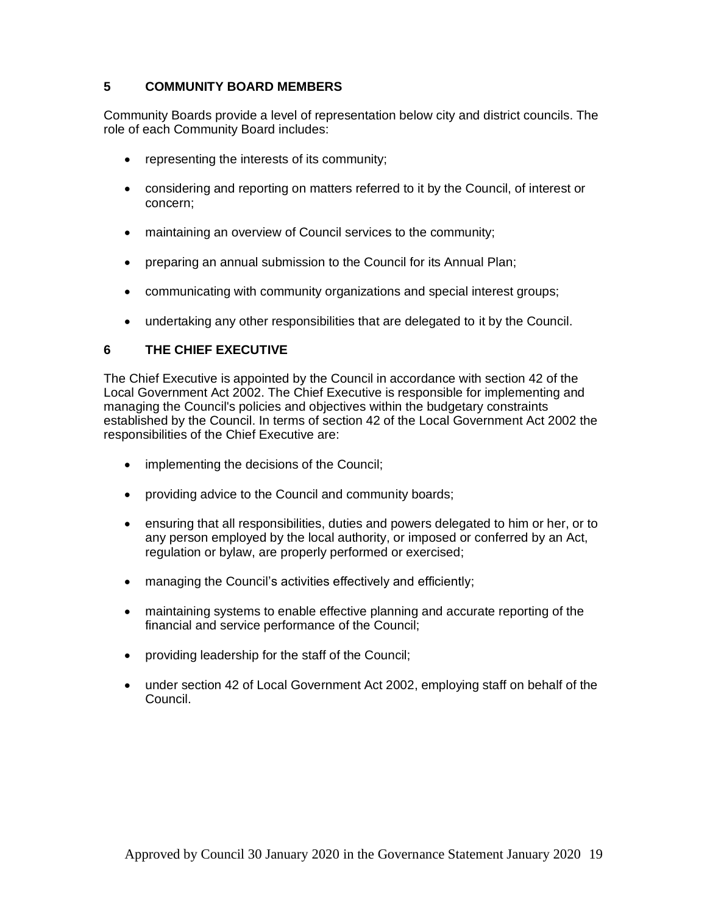## 5 COMMUNITY BOARD MEMBERS

Community Boards provide a level of representation below city and district councils. The role of each Community Board includes:

- representing the interests of its community;
- considering and reporting on matters referred to it by the Council, of interest or concern;
- maintaining an overview of Council services to the community;
- preparing an annual submission to the Council for its Annual Plan;
- communicating with community organizations and special interest groups;
- undertaking any other responsibilities that are delegated to it by the Council.

## 6 THE CHIEF EXECUTIVE

The Chief Executive is appointed by the Council in accordance with section 42 of the Local Government Act 2002. The Chief Executive is responsible for implementing and managing the Council's policies and objectives within the budgetary constraints established by the Council. In terms of section 42 of the Local Government Act 2002 the responsibilities of the Chief Executive are:

- implementing the decisions of the Council;
- providing advice to the Council and community boards;
- ensuring that all responsibilities, duties and powers delegated to him or her, or to any person employed by the local authority, or imposed or conferred by an Act, regulation or bylaw, are properly performed or exercised;
- managing the Council's activities effectively and efficiently;
- maintaining systems to enable effective planning and accurate reporting of the financial and service performance of the Council;
- providing leadership for the staff of the Council;
- under section 42 of Local Government Act 2002, employing staff on behalf of the Council.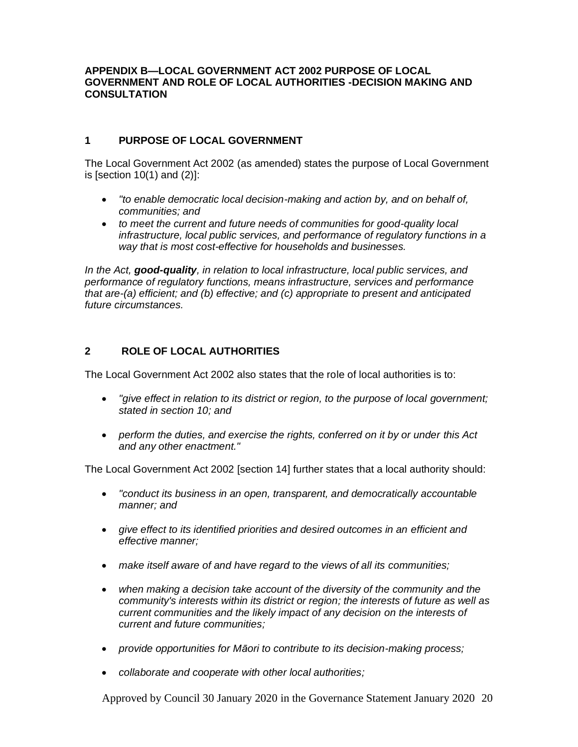**APPENDIX B—LOCAL GOVERNMENT ACT 2002 PURPOSE OF LOCAL GOVERNMENT AND ROLE OF LOCAL AUTHORITIES -DECISION MAKING AND CONSULTATION**

## 1 PURPOSE OF LOCAL GOVERNMENT

The Local Government Act 2002 (as amended) states the purpose of Local Government is [section 10(1) and (2)]:

- *"to enable democratic local decision-making and action by, and on behalf of, communities; and*
- *to meet the current and future needs of communities for good-quality local infrastructure, local public services, and performance of regulatory functions in a way that is most cost-effective for households and businesses.*

*In the Act, **good-quality**, in relation to local infrastructure, local public services, and performance of regulatory functions, means infrastructure, services and performance that are-(a) efficient; and (b) effective; and (c) appropriate to present and anticipated future circumstances.*

## 2 ROLE OF LOCAL AUTHORITIES

The Local Government Act 2002 also states that the role of local authorities is to:

- *"give effect in relation to its district or region, to the purpose of local government; stated in section 10; and*
- *perform the duties, and exercise the rights, conferred on it by or under this Act and any other enactment."*

The Local Government Act 2002 [section 14] further states that a local authority should:

- *"conduct its business in an open, transparent, and democratically accountable manner; and*
- *give effect to its identified priorities and desired outcomes in an efficient and effective manner;*
- *make itself aware of and have regard to the views of all its communities;*
- *when making a decision take account of the diversity of the community and the community's interests within its district or region; the interests of future as well as current communities and the likely impact of any decision on the interests of current and future communities;*
- *provide opportunities for Māori to contribute to its decision-making process;*
- *collaborate and cooperate with other local authorities;*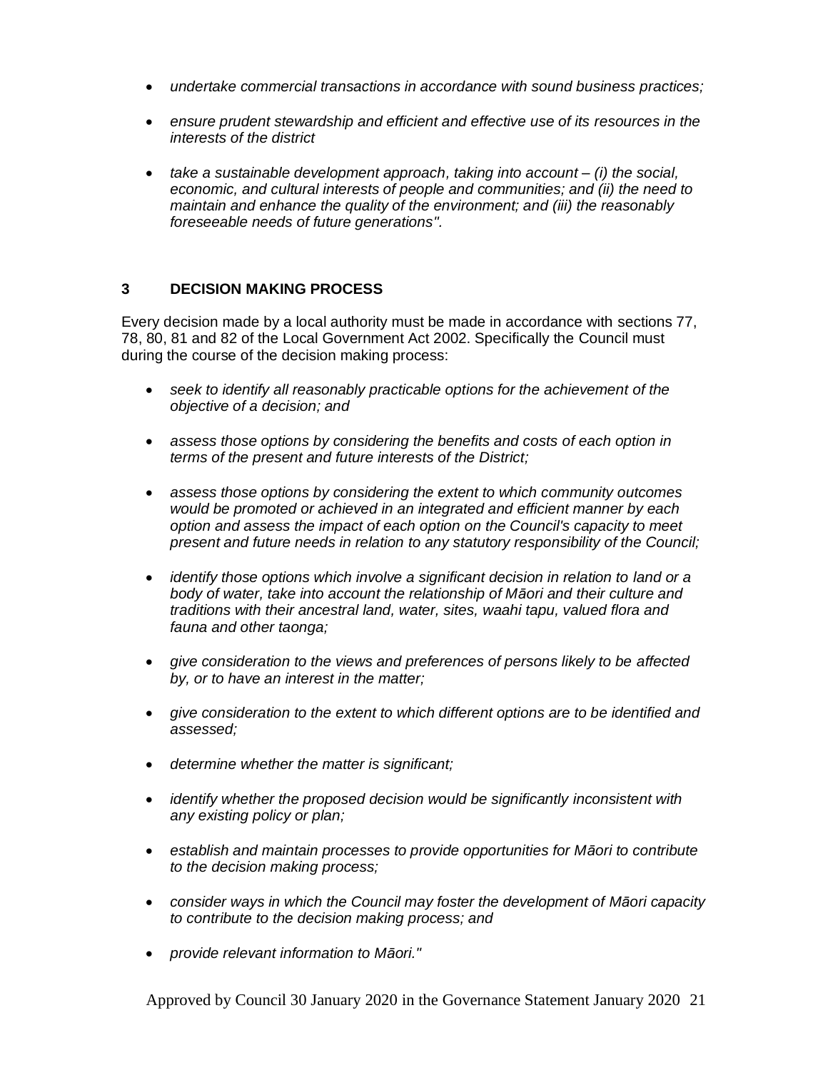- *undertake commercial transactions in accordance with sound business practices;*
- *ensure prudent stewardship and efficient and effective use of its resources in the interests of the district*
- *take a sustainable development approach, taking into account – (i) the social, economic, and cultural interests of people and communities; and (ii) the need to maintain and enhance the quality of the environment; and (iii) the reasonably foreseeable needs of future generations".*

## 3 DECISION MAKING PROCESS

Every decision made by a local authority must be made in accordance with sections 77, 78, 80, 81 and 82 of the Local Government Act 2002. Specifically the Council must during the course of the decision making process:

- *seek to identify all reasonably practicable options for the achievement of the objective of a decision; and*
- *assess those options by considering the benefits and costs of each option in terms of the present and future interests of the District;*
- *assess those options by considering the extent to which community outcomes would be promoted or achieved in an integrated and efficient manner by each option and assess the impact of each option on the Council's capacity to meet present and future needs in relation to any statutory responsibility of the Council;*
- *identify those options which involve a significant decision in relation to land or a body of water, take into account the relationship of Māori and their culture and traditions with their ancestral land, water, sites, waahi tapu, valued flora and fauna and other taonga;*
- *give consideration to the views and preferences of persons likely to be affected by, or to have an interest in the matter;*
- *give consideration to the extent to which different options are to be identified and assessed;*
- *determine whether the matter is significant;*
- *identify whether the proposed decision would be significantly inconsistent with any existing policy or plan;*
- *establish and maintain processes to provide opportunities for Māori to contribute to the decision making process;*
- *consider ways in which the Council may foster the development of Māori capacity to contribute to the decision making process; and*
- *provide relevant information to Māori."*

Approved by Council 30 January 2020 in the Governance Statement January 2020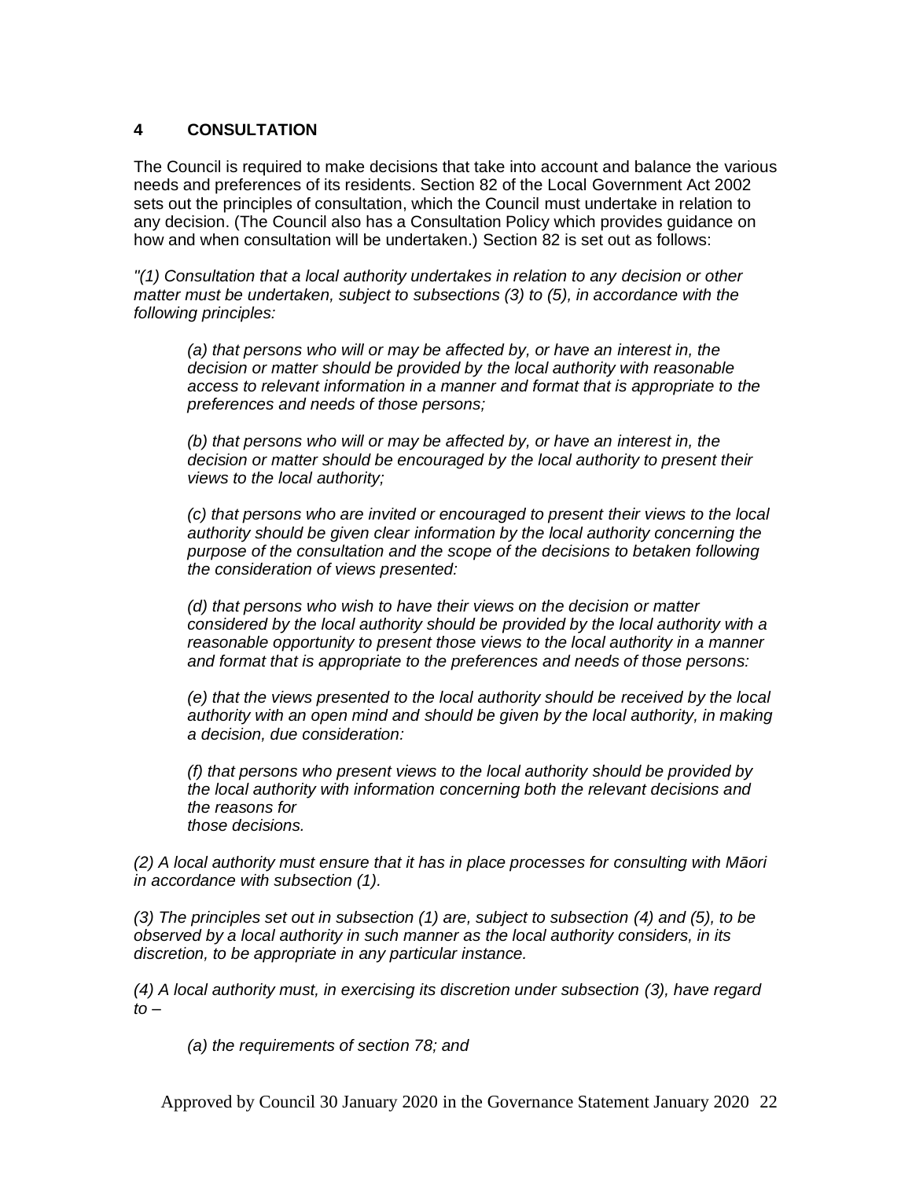## 4 CONSULTATION

The Council is required to make decisions that take into account and balance the various needs and preferences of its residents. Section 82 of the Local Government Act 2002 sets out the principles of consultation, which the Council must undertake in relation to any decision. (The Council also has a Consultation Policy which provides guidance on how and when consultation will be undertaken.) Section 82 is set out as follows:

*"(1) Consultation that a local authority undertakes in relation to any decision or other matter must be undertaken, subject to subsections (3) to (5), in accordance with the following principles:*

> *(a) that persons who will or may be affected by, or have an interest in, the decision or matter should be provided by the local authority with reasonable access to relevant information in a manner and format that is appropriate to the preferences and needs of those persons;*
>
> *(b) that persons who will or may be affected by, or have an interest in, the decision or matter should be encouraged by the local authority to present their views to the local authority;*
>
> *(c) that persons who are invited or encouraged to present their views to the local authority should be given clear information by the local authority concerning the purpose of the consultation and the scope of the decisions to betaken following the consideration of views presented:*
>
> *(d) that persons who wish to have their views on the decision or matter considered by the local authority should be provided by the local authority with a reasonable opportunity to present those views to the local authority in a manner and format that is appropriate to the preferences and needs of those persons:*
>
> *(e) that the views presented to the local authority should be received by the local authority with an open mind and should be given by the local authority, in making a decision, due consideration:*
>
> *(f) that persons who present views to the local authority should be provided by the local authority with information concerning both the relevant decisions and the reasons for those decisions.*

*(2) A local authority must ensure that it has in place processes for consulting with Māori in accordance with subsection (1).*

*(3) The principles set out in subsection (1) are, subject to subsection (4) and (5), to be observed by a local authority in such manner as the local authority considers, in its discretion, to be appropriate in any particular instance.*

*(4) A local authority must, in exercising its discretion under subsection (3), have regard to –*

> *(a) the requirements of section 78; and*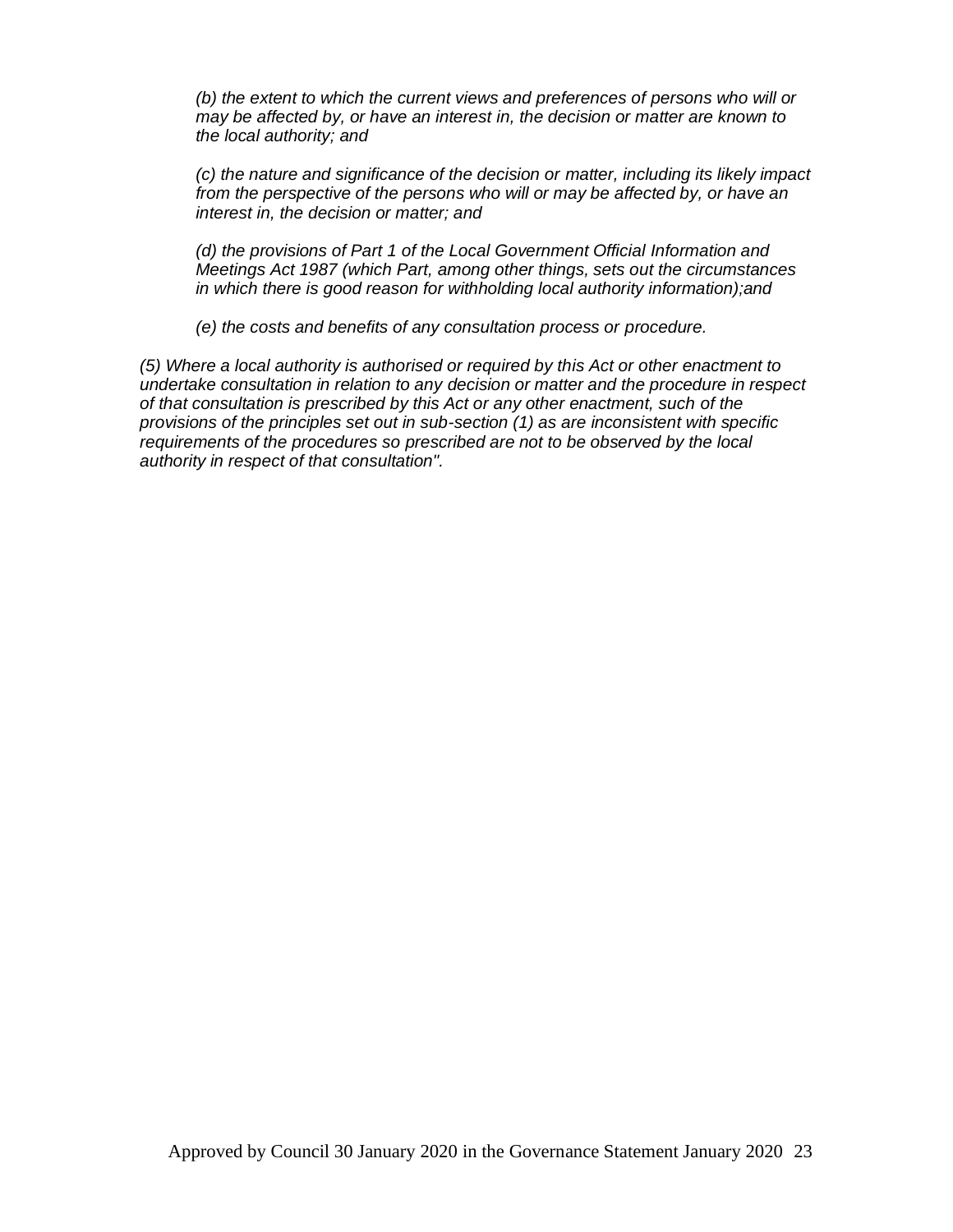*(b) the extent to which the current views and preferences of persons who will or may be affected by, or have an interest in, the decision or matter are known to the local authority; and*

*(c) the nature and significance of the decision or matter, including its likely impact from the perspective of the persons who will or may be affected by, or have an interest in, the decision or matter; and*

*(d) the provisions of Part 1 of the Local Government Official Information and Meetings Act 1987 (which Part, among other things, sets out the circumstances in which there is good reason for withholding local authority information);and*

*(e) the costs and benefits of any consultation process or procedure.*

*(5) Where a local authority is authorised or required by this Act or other enactment to undertake consultation in relation to any decision or matter and the procedure in respect of that consultation is prescribed by this Act or any other enactment, such of the provisions of the principles set out in sub-section (1) as are inconsistent with specific requirements of the procedures so prescribed are not to be observed by the local authority in respect of that consultation".*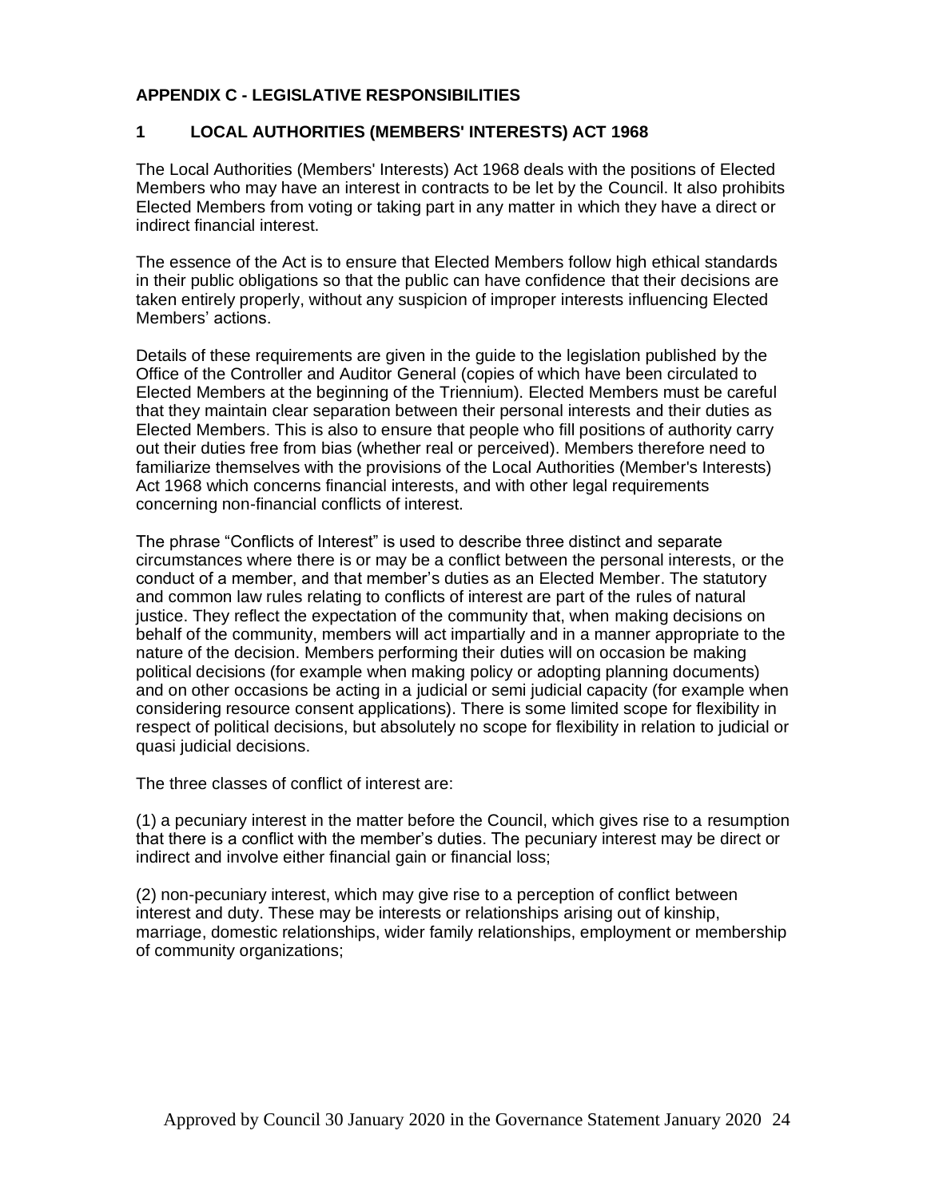## APPENDIX C - LEGISLATIVE RESPONSIBILITIES

### 1 LOCAL AUTHORITIES (MEMBERS' INTERESTS) ACT 1968

The Local Authorities (Members' Interests) Act 1968 deals with the positions of Elected Members who may have an interest in contracts to be let by the Council. It also prohibits Elected Members from voting or taking part in any matter in which they have a direct or indirect financial interest.

The essence of the Act is to ensure that Elected Members follow high ethical standards in their public obligations so that the public can have confidence that their decisions are taken entirely properly, without any suspicion of improper interests influencing Elected Members' actions.

Details of these requirements are given in the guide to the legislation published by the Office of the Controller and Auditor General (copies of which have been circulated to Elected Members at the beginning of the Triennium). Elected Members must be careful that they maintain clear separation between their personal interests and their duties as Elected Members. This is also to ensure that people who fill positions of authority carry out their duties free from bias (whether real or perceived). Members therefore need to familiarize themselves with the provisions of the Local Authorities (Member's Interests) Act 1968 which concerns financial interests, and with other legal requirements concerning non-financial conflicts of interest.

The phrase "Conflicts of Interest" is used to describe three distinct and separate circumstances where there is or may be a conflict between the personal interests, or the conduct of a member, and that member's duties as an Elected Member. The statutory and common law rules relating to conflicts of interest are part of the rules of natural justice. They reflect the expectation of the community that, when making decisions on behalf of the community, members will act impartially and in a manner appropriate to the nature of the decision. Members performing their duties will on occasion be making political decisions (for example when making policy or adopting planning documents) and on other occasions be acting in a judicial or semi judicial capacity (for example when considering resource consent applications). There is some limited scope for flexibility in respect of political decisions, but absolutely no scope for flexibility in relation to judicial or quasi judicial decisions.

The three classes of conflict of interest are:

(1) a pecuniary interest in the matter before the Council, which gives rise to a resumption that there is a conflict with the member's duties. The pecuniary interest may be direct or indirect and involve either financial gain or financial loss;

(2) non-pecuniary interest, which may give rise to a perception of conflict between interest and duty. These may be interests or relationships arising out of kinship, marriage, domestic relationships, wider family relationships, employment or membership of community organizations;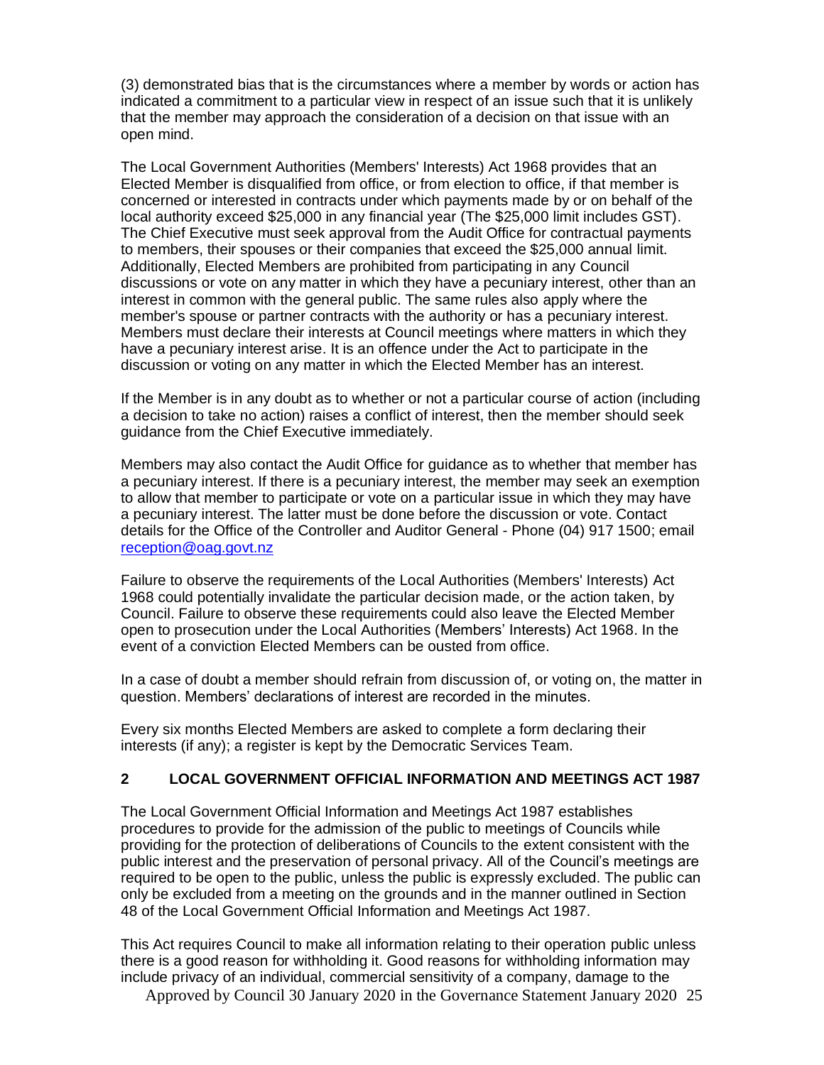(3) demonstrated bias that is the circumstances where a member by words or action has indicated a commitment to a particular view in respect of an issue such that it is unlikely that the member may approach the consideration of a decision on that issue with an open mind.

The Local Government Authorities (Members' Interests) Act 1968 provides that an Elected Member is disqualified from office, or from election to office, if that member is concerned or interested in contracts under which payments made by or on behalf of the local authority exceed $25,000 in any financial year (The $25,000 limit includes GST). The Chief Executive must seek approval from the Audit Office for contractual payments to members, their spouses or their companies that exceed the $25,000 annual limit. Additionally, Elected Members are prohibited from participating in any Council discussions or vote on any matter in which they have a pecuniary interest, other than an interest in common with the general public. The same rules also apply where the member's spouse or partner contracts with the authority or has a pecuniary interest. Members must declare their interests at Council meetings where matters in which they have a pecuniary interest arise. It is an offence under the Act to participate in the discussion or voting on any matter in which the Elected Member has an interest.

If the Member is in any doubt as to whether or not a particular course of action (including a decision to take no action) raises a conflict of interest, then the member should seek guidance from the Chief Executive immediately.

Members may also contact the Audit Office for guidance as to whether that member has a pecuniary interest. If there is a pecuniary interest, the member may seek an exemption to allow that member to participate or vote on a particular issue in which they may have a pecuniary interest. The latter must be done before the discussion or vote. Contact details for the Office of the Controller and Auditor General - Phone (04) 917 1500; email reception@oag.govt.nz

Failure to observe the requirements of the Local Authorities (Members' Interests) Act 1968 could potentially invalidate the particular decision made, or the action taken, by Council. Failure to observe these requirements could also leave the Elected Member open to prosecution under the Local Authorities (Members' Interests) Act 1968. In the event of a conviction Elected Members can be ousted from office.

In a case of doubt a member should refrain from discussion of, or voting on, the matter in question. Members' declarations of interest are recorded in the minutes.

Every six months Elected Members are asked to complete a form declaring their interests (if any); a register is kept by the Democratic Services Team.

## 2 LOCAL GOVERNMENT OFFICIAL INFORMATION AND MEETINGS ACT 1987

The Local Government Official Information and Meetings Act 1987 establishes procedures to provide for the admission of the public to meetings of Councils while providing for the protection of deliberations of Councils to the extent consistent with the public interest and the preservation of personal privacy. All of the Council's meetings are required to be open to the public, unless the public is expressly excluded. The public can only be excluded from a meeting on the grounds and in the manner outlined in Section 48 of the Local Government Official Information and Meetings Act 1987.

This Act requires Council to make all information relating to their operation public unless there is a good reason for withholding it. Good reasons for withholding information may include privacy of an individual, commercial sensitivity of a company, damage to the

Approved by Council 30 January 2020 in the Governance Statement January 2020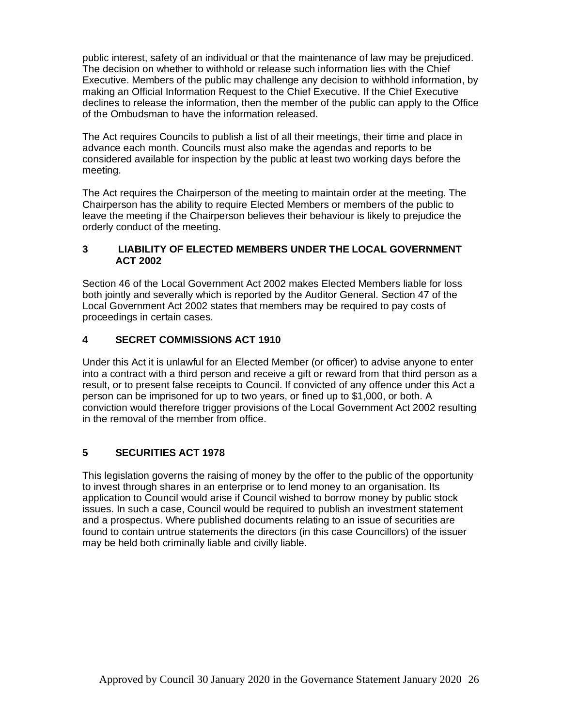public interest, safety of an individual or that the maintenance of law may be prejudiced. The decision on whether to withhold or release such information lies with the Chief Executive. Members of the public may challenge any decision to withhold information, by making an Official Information Request to the Chief Executive. If the Chief Executive declines to release the information, then the member of the public can apply to the Office of the Ombudsman to have the information released.

The Act requires Councils to publish a list of all their meetings, their time and place in advance each month. Councils must also make the agendas and reports to be considered available for inspection by the public at least two working days before the meeting.

The Act requires the Chairperson of the meeting to maintain order at the meeting. The Chairperson has the ability to require Elected Members or members of the public to leave the meeting if the Chairperson believes their behaviour is likely to prejudice the orderly conduct of the meeting.

## 3 LIABILITY OF ELECTED MEMBERS UNDER THE LOCAL GOVERNMENT ACT 2002

Section 46 of the Local Government Act 2002 makes Elected Members liable for loss both jointly and severally which is reported by the Auditor General. Section 47 of the Local Government Act 2002 states that members may be required to pay costs of proceedings in certain cases.

## 4 SECRET COMMISSIONS ACT 1910

Under this Act it is unlawful for an Elected Member (or officer) to advise anyone to enter into a contract with a third person and receive a gift or reward from that third person as a result, or to present false receipts to Council. If convicted of any offence under this Act a person can be imprisoned for up to two years, or fined up to $1,000, or both. A conviction would therefore trigger provisions of the Local Government Act 2002 resulting in the removal of the member from office.

## 5 SECURITIES ACT 1978

This legislation governs the raising of money by the offer to the public of the opportunity to invest through shares in an enterprise or to lend money to an organisation. Its application to Council would arise if Council wished to borrow money by public stock issues. In such a case, Council would be required to publish an investment statement and a prospectus. Where published documents relating to an issue of securities are found to contain untrue statements the directors (in this case Councillors) of the issuer may be held both criminally liable and civilly liable.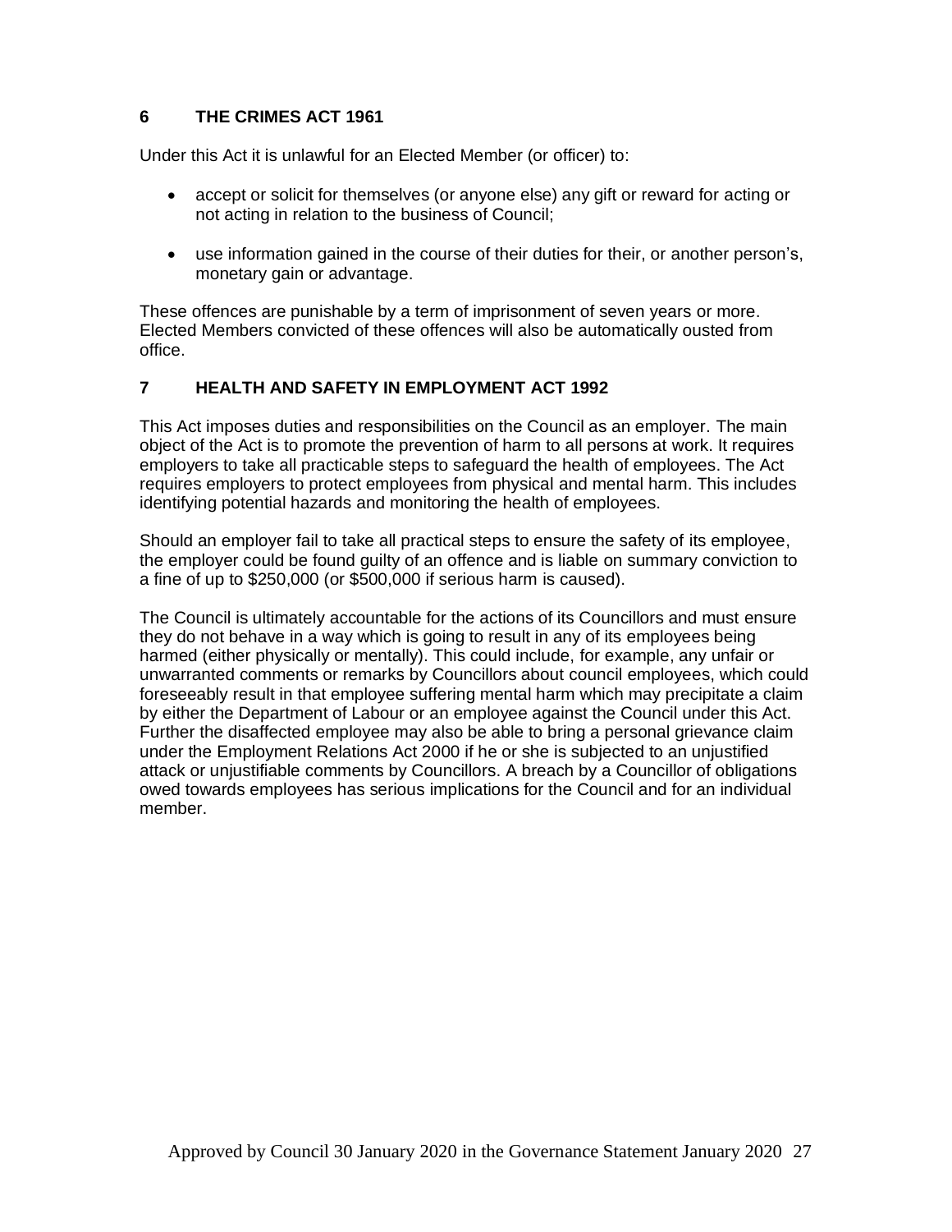## 6 THE CRIMES ACT 1961

Under this Act it is unlawful for an Elected Member (or officer) to:

- accept or solicit for themselves (or anyone else) any gift or reward for acting or not acting in relation to the business of Council;
- use information gained in the course of their duties for their, or another person's, monetary gain or advantage.

These offences are punishable by a term of imprisonment of seven years or more. Elected Members convicted of these offences will also be automatically ousted from office.

## 7 HEALTH AND SAFETY IN EMPLOYMENT ACT 1992

This Act imposes duties and responsibilities on the Council as an employer. The main object of the Act is to promote the prevention of harm to all persons at work. It requires employers to take all practicable steps to safeguard the health of employees. The Act requires employers to protect employees from physical and mental harm. This includes identifying potential hazards and monitoring the health of employees.

Should an employer fail to take all practical steps to ensure the safety of its employee, the employer could be found guilty of an offence and is liable on summary conviction to a fine of up to $250,000 (or $500,000 if serious harm is caused).

The Council is ultimately accountable for the actions of its Councillors and must ensure they do not behave in a way which is going to result in any of its employees being harmed (either physically or mentally). This could include, for example, any unfair or unwarranted comments or remarks by Councillors about council employees, which could foreseeably result in that employee suffering mental harm which may precipitate a claim by either the Department of Labour or an employee against the Council under this Act. Further the disaffected employee may also be able to bring a personal grievance claim under the Employment Relations Act 2000 if he or she is subjected to an unjustified attack or unjustifiable comments by Councillors. A breach by a Councillor of obligations owed towards employees has serious implications for the Council and for an individual member.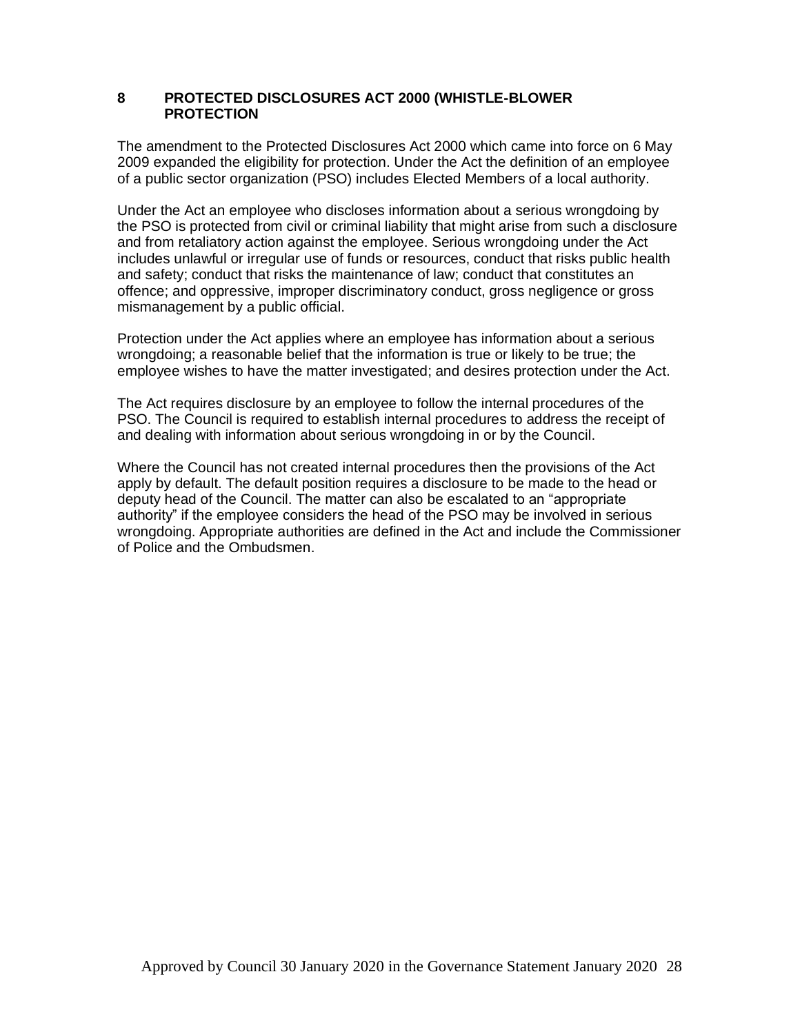## 8 PROTECTED DISCLOSURES ACT 2000 (WHISTLE-BLOWER PROTECTION

The amendment to the Protected Disclosures Act 2000 which came into force on 6 May 2009 expanded the eligibility for protection. Under the Act the definition of an employee of a public sector organization (PSO) includes Elected Members of a local authority.

Under the Act an employee who discloses information about a serious wrongdoing by the PSO is protected from civil or criminal liability that might arise from such a disclosure and from retaliatory action against the employee. Serious wrongdoing under the Act includes unlawful or irregular use of funds or resources, conduct that risks public health and safety; conduct that risks the maintenance of law; conduct that constitutes an offence; and oppressive, improper discriminatory conduct, gross negligence or gross mismanagement by a public official.

Protection under the Act applies where an employee has information about a serious wrongdoing; a reasonable belief that the information is true or likely to be true; the employee wishes to have the matter investigated; and desires protection under the Act.

The Act requires disclosure by an employee to follow the internal procedures of the PSO. The Council is required to establish internal procedures to address the receipt of and dealing with information about serious wrongdoing in or by the Council.

Where the Council has not created internal procedures then the provisions of the Act apply by default. The default position requires a disclosure to be made to the head or deputy head of the Council. The matter can also be escalated to an "appropriate authority" if the employee considers the head of the PSO may be involved in serious wrongdoing. Appropriate authorities are defined in the Act and include the Commissioner of Police and the Ombudsmen.

Approved by Council 30 January 2020 in the Governance Statement January 2020